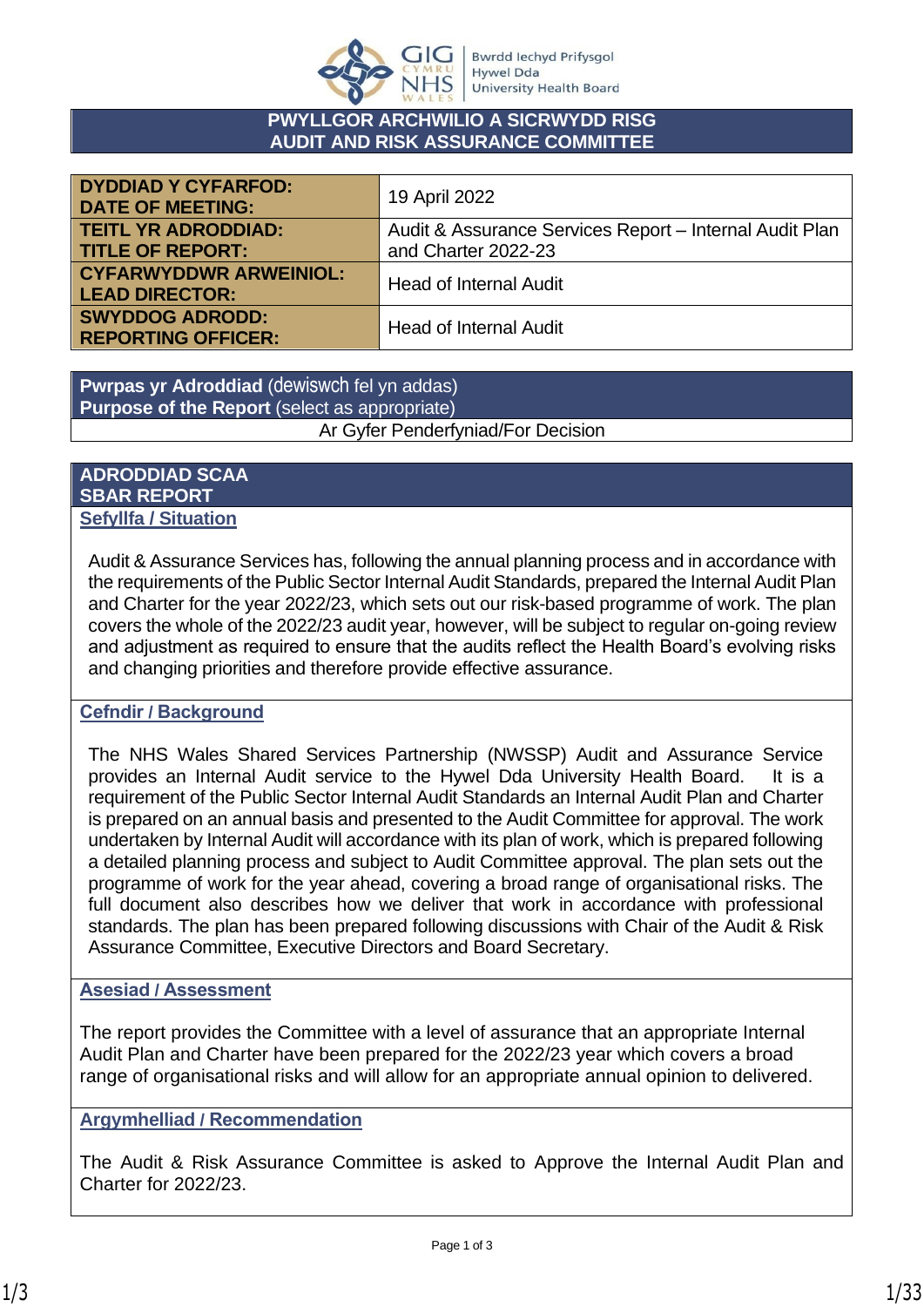# PWYLLGOR ARCHWILIO A SICRWYDD RISG
# AUDIT AND RISK ASSURANCE COMMITTEE

| | |
|---|---|
| **DYDDIAD Y CYFARFOD: DATE OF MEETING:** | 19 April 2022 |
| **TEITL YR ADRODDIAD: TITLE OF REPORT:** | Audit & Assurance Services Report – Internal Audit Plan and Charter 2022-23 |
| **CYFARWYDDWR ARWEINIOL: LEAD DIRECTOR:** | Head of Internal Audit |
| **SWYDDOG ADRODD: REPORTING OFFICER:** | Head of Internal Audit |

**Pwrpas yr Adroddiad** (dewiswch fel yn addas)
**Purpose of the Report** (select as appropriate)

Ar Gyfer Penderfyniad/For Decision

## ADRODDIAD SCAA
## SBAR REPORT

### Sefyllfa / Situation

Audit & Assurance Services has, following the annual planning process and in accordance with the requirements of the Public Sector Internal Audit Standards, prepared the Internal Audit Plan and Charter for the year 2022/23, which sets out our risk-based programme of work. The plan covers the whole of the 2022/23 audit year, however, will be subject to regular on-going review and adjustment as required to ensure that the audits reflect the Health Board's evolving risks and changing priorities and therefore provide effective assurance.

### Cefndir / Background

The NHS Wales Shared Services Partnership (NWSSP) Audit and Assurance Service provides an Internal Audit service to the Hywel Dda University Health Board. It is a requirement of the Public Sector Internal Audit Standards an Internal Audit Plan and Charter is prepared on an annual basis and presented to the Audit Committee for approval. The work undertaken by Internal Audit will accordance with its plan of work, which is prepared following a detailed planning process and subject to Audit Committee approval. The plan sets out the programme of work for the year ahead, covering a broad range of organisational risks. The full document also describes how we deliver that work in accordance with professional standards. The plan has been prepared following discussions with Chair of the Audit & Risk Assurance Committee, Executive Directors and Board Secretary.

### Asesiad / Assessment

The report provides the Committee with a level of assurance that an appropriate Internal Audit Plan and Charter have been prepared for the 2022/23 year which covers a broad range of organisational risks and will allow for an appropriate annual opinion to delivered.

### Argymhelliad / Recommendation

The Audit & Risk Assurance Committee is asked to Approve the Internal Audit Plan and Charter for 2022/23.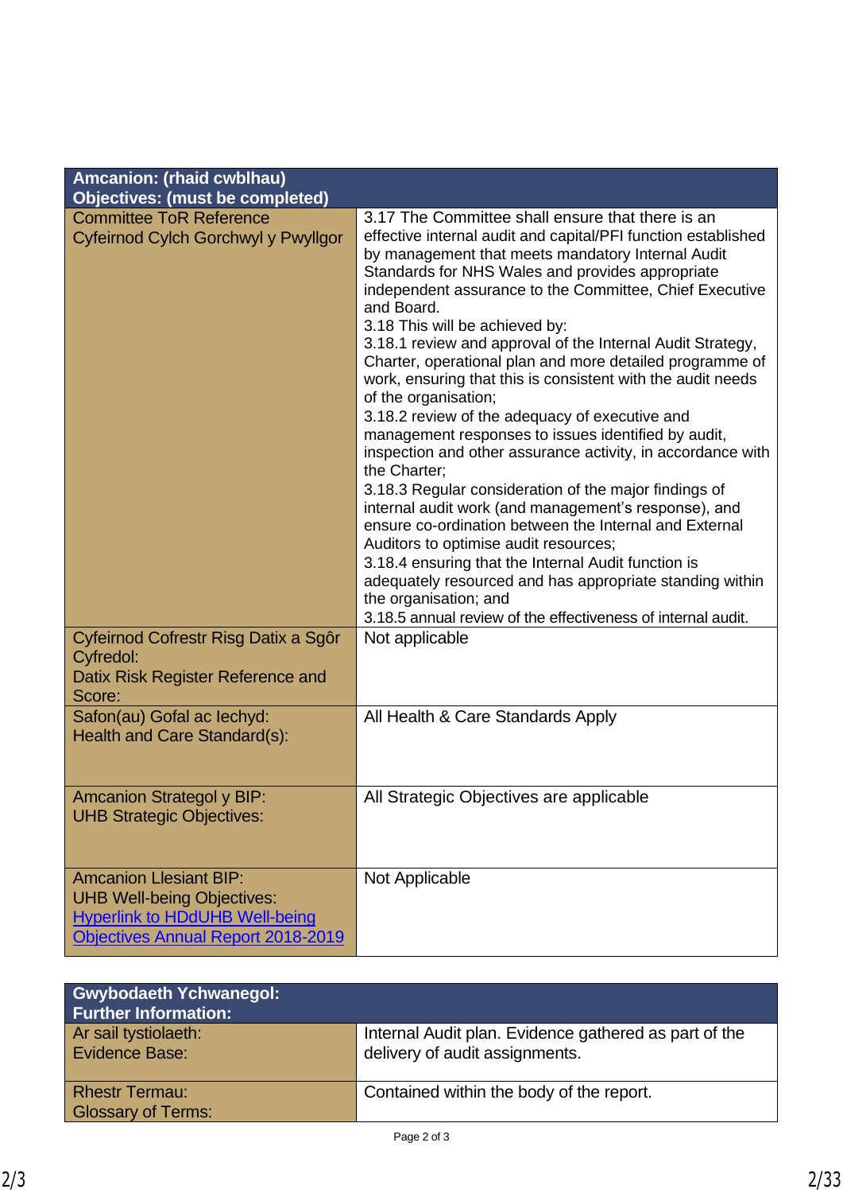| Amcanion: (rhaid cwblhau)<br>Objectives: (must be completed) | |
|---|---|
| Committee ToR Reference<br>Cyfeirnod Cylch Gorchwyl y Pwyllgor | 3.17 The Committee shall ensure that there is an effective internal audit and capital/PFI function established by management that meets mandatory Internal Audit Standards for NHS Wales and provides appropriate independent assurance to the Committee, Chief Executive and Board.<br>3.18 This will be achieved by:<br>3.18.1 review and approval of the Internal Audit Strategy, Charter, operational plan and more detailed programme of work, ensuring that this is consistent with the audit needs of the organisation;<br>3.18.2 review of the adequacy of executive and management responses to issues identified by audit, inspection and other assurance activity, in accordance with the Charter;<br>3.18.3 Regular consideration of the major findings of internal audit work (and management's response), and ensure co-ordination between the Internal and External Auditors to optimise audit resources;<br>3.18.4 ensuring that the Internal Audit function is adequately resourced and has appropriate standing within the organisation; and<br>3.18.5 annual review of the effectiveness of internal audit. |
| Cyfeirnod Cofrestr Risg Datix a Sgôr Cyfredol:<br>Datix Risk Register Reference and Score: | Not applicable |
| Safon(au) Gofal ac Iechyd:<br>Health and Care Standard(s): | All Health & Care Standards Apply |
| Amcanion Strategol y BIP:<br>UHB Strategic Objectives: | All Strategic Objectives are applicable |
| Amcanion Llesiant BIP:<br>UHB Well-being Objectives:<br>Hyperlink to HDdUHB Well-being Objectives Annual Report 2018-2019 | Not Applicable |

| Gwybodaeth Ychwanegol:<br>Further Information: | |
|---|---|
| Ar sail tystiolaeth:<br>Evidence Base: | Internal Audit plan. Evidence gathered as part of the delivery of audit assignments. |
| Rhestr Termau:<br>Glossary of Terms: | Contained within the body of the report. |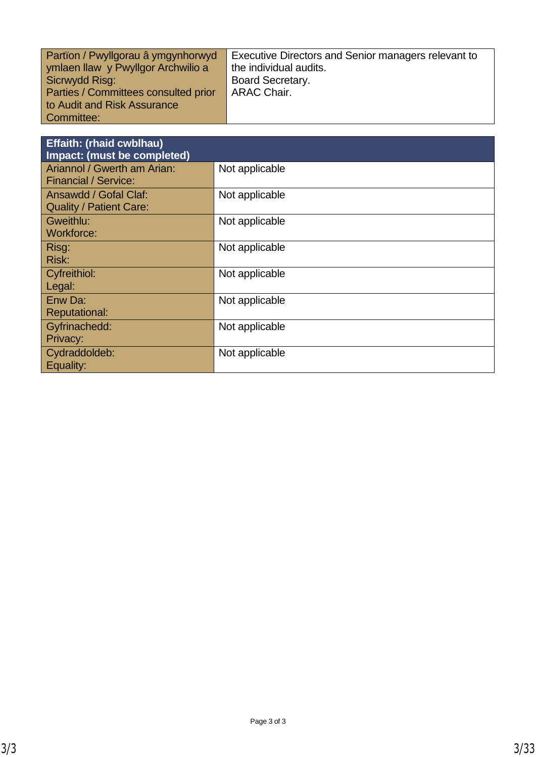| Partïon / Pwyllgorau â ymgynhorwyd ymlaen llaw y Pwyllgor Archwilio a Sicrwydd Risg:<br>Parties / Committees consulted prior to Audit and Risk Assurance Committee: | Executive Directors and Senior managers relevant to the individual audits.<br>Board Secretary.<br>ARAC Chair. |
|---|---|

| **Effaith: (rhaid cwblhau)<br>Impact: (must be completed)** | |
|---|---|
| Ariannol / Gwerth am Arian:<br>Financial / Service: | Not applicable |
| Ansawdd / Gofal Claf:<br>Quality / Patient Care: | Not applicable |
| Gweithlu:<br>Workforce: | Not applicable |
| Risg:<br>Risk: | Not applicable |
| Cyfreithiol:<br>Legal: | Not applicable |
| Enw Da:<br>Reputational: | Not applicable |
| Gyfrinachedd:<br>Privacy: | Not applicable |
| Cydraddoldeb:<br>Equality: | Not applicable |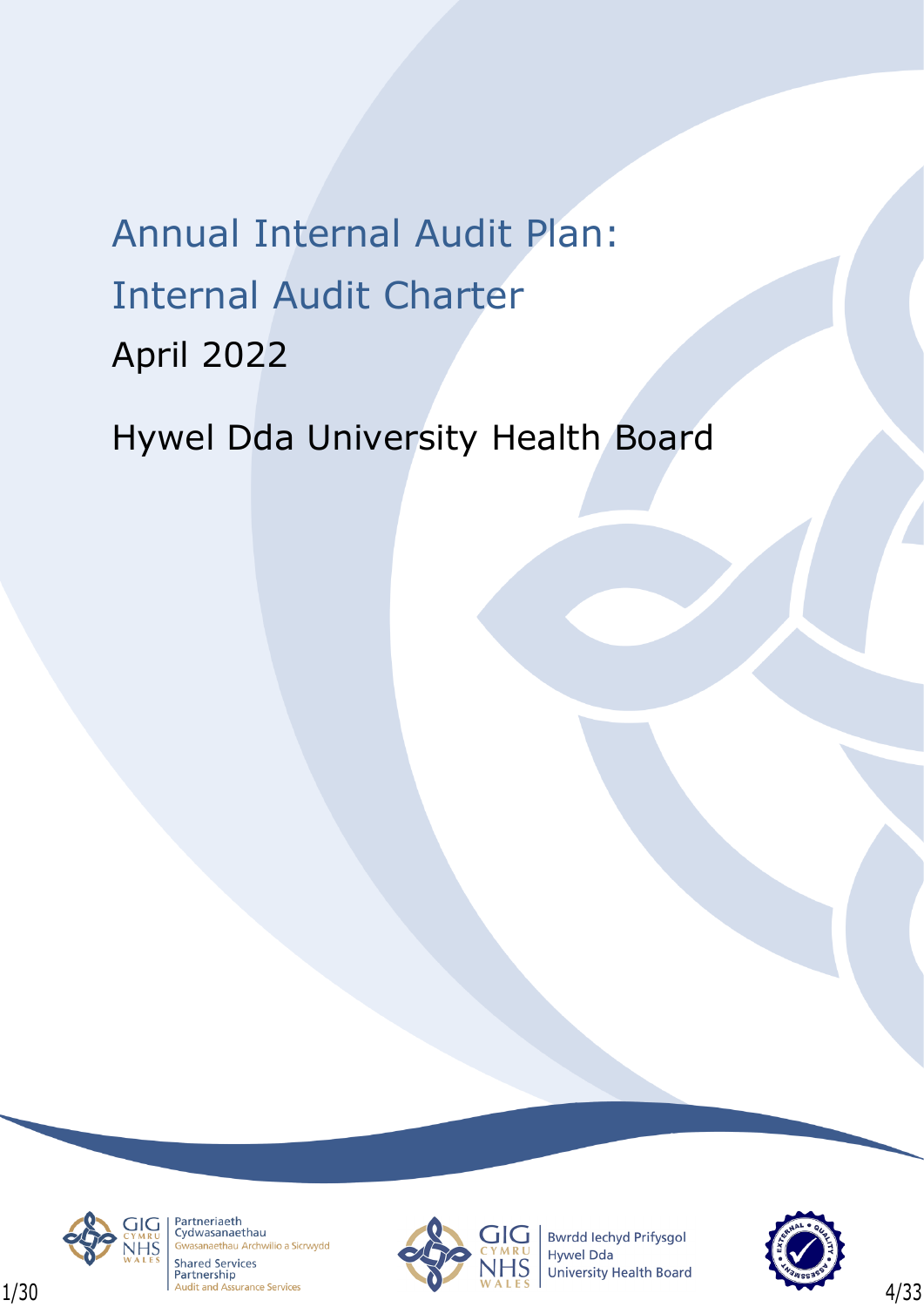# Annual Internal Audit Plan: Internal Audit Charter

April 2022

Hywel Dda University Health Board

Partneriaeth Cydwasanaethau
Gwasanaethau Archwilio a Sicrwydd
Shared Services Partnership
Audit and Assurance Services

Bwrdd Iechyd Prifysgol Hywel Dda
University Health Board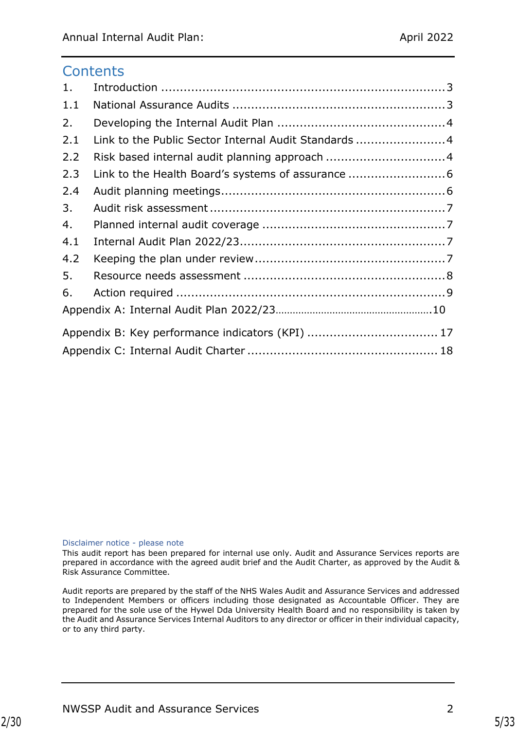## Contents

1. Introduction ........................................................................3
1.1 National Assurance Audits ........................................................3
2. Developing the Internal Audit Plan .............................................4
2.1 Link to the Public Sector Internal Audit Standards ........................4
2.2 Risk based internal audit planning approach ................................4
2.3 Link to the Health Board's systems of assurance ..........................6
2.4 Audit planning meetings............................................................6
3. Audit risk assessment ...............................................................7
4. Planned internal audit coverage .................................................7
4.1 Internal Audit Plan 2022/23.......................................................7
4.2 Keeping the plan under review...................................................7
5. Resource needs assessment ......................................................8
6. Action required ........................................................................9

Appendix A: Internal Audit Plan 2022/23.......................................................10

Appendix B: Key performance indicators (KPI) ................................... 17

Appendix C: Internal Audit Charter ................................................... 18

Disclaimer notice - please note

This audit report has been prepared for internal use only. Audit and Assurance Services reports are prepared in accordance with the agreed audit brief and the Audit Charter, as approved by the Audit & Risk Assurance Committee.

Audit reports are prepared by the staff of the NHS Wales Audit and Assurance Services and addressed to Independent Members or officers including those designated as Accountable Officer. They are prepared for the sole use of the Hywel Dda University Health Board and no responsibility is taken by the Audit and Assurance Services Internal Auditors to any director or officer in their individual capacity, or to any third party.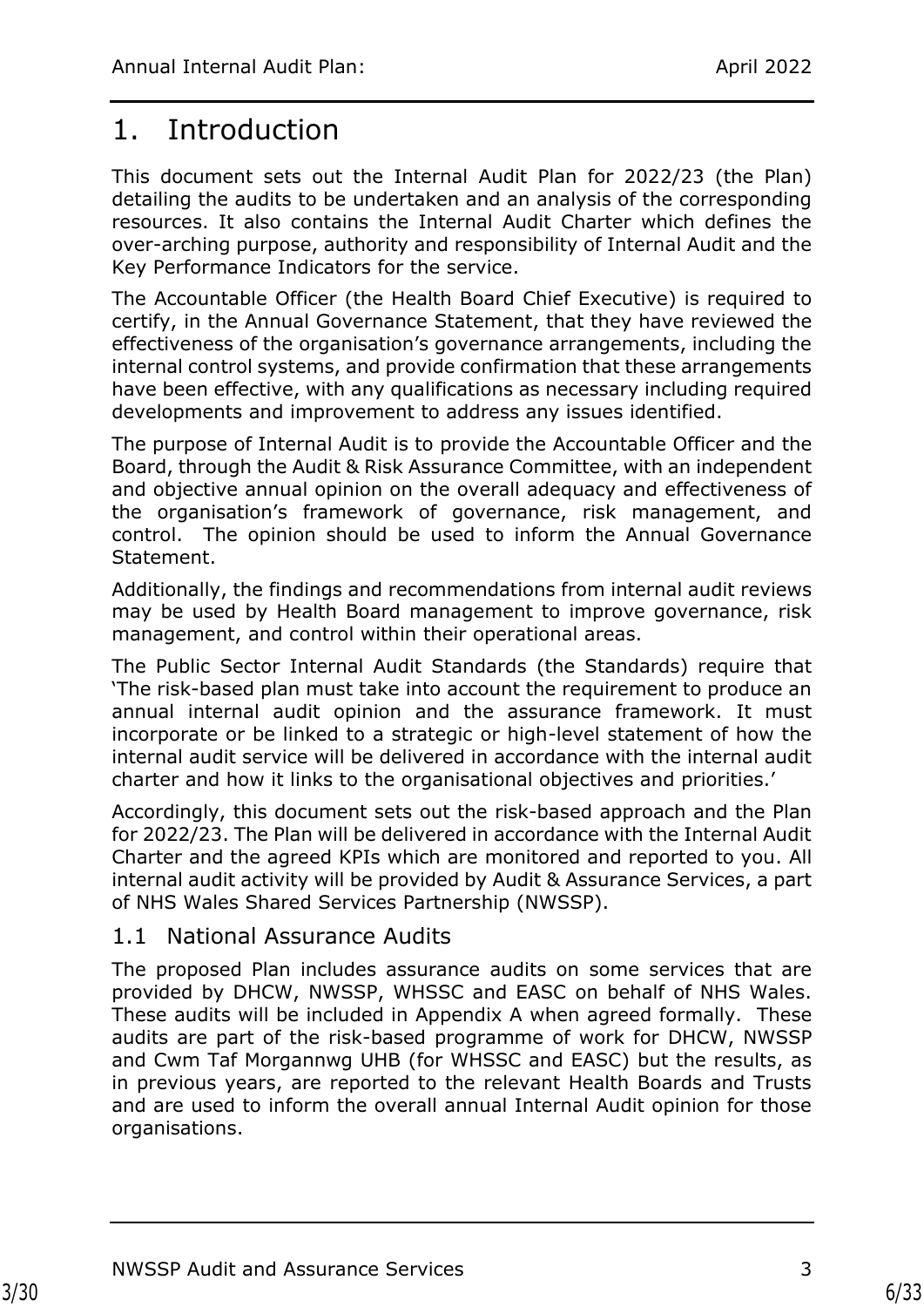# 1. Introduction

This document sets out the Internal Audit Plan for 2022/23 (the Plan) detailing the audits to be undertaken and an analysis of the corresponding resources. It also contains the Internal Audit Charter which defines the over-arching purpose, authority and responsibility of Internal Audit and the Key Performance Indicators for the service.

The Accountable Officer (the Health Board Chief Executive) is required to certify, in the Annual Governance Statement, that they have reviewed the effectiveness of the organisation's governance arrangements, including the internal control systems, and provide confirmation that these arrangements have been effective, with any qualifications as necessary including required developments and improvement to address any issues identified.

The purpose of Internal Audit is to provide the Accountable Officer and the Board, through the Audit & Risk Assurance Committee, with an independent and objective annual opinion on the overall adequacy and effectiveness of the organisation's framework of governance, risk management, and control. The opinion should be used to inform the Annual Governance Statement.

Additionally, the findings and recommendations from internal audit reviews may be used by Health Board management to improve governance, risk management, and control within their operational areas.

The Public Sector Internal Audit Standards (the Standards) require that 'The risk-based plan must take into account the requirement to produce an annual internal audit opinion and the assurance framework. It must incorporate or be linked to a strategic or high-level statement of how the internal audit service will be delivered in accordance with the internal audit charter and how it links to the organisational objectives and priorities.'

Accordingly, this document sets out the risk-based approach and the Plan for 2022/23. The Plan will be delivered in accordance with the Internal Audit Charter and the agreed KPIs which are monitored and reported to you. All internal audit activity will be provided by Audit & Assurance Services, a part of NHS Wales Shared Services Partnership (NWSSP).

## 1.1 National Assurance Audits

The proposed Plan includes assurance audits on some services that are provided by DHCW, NWSSP, WHSSC and EASC on behalf of NHS Wales. These audits will be included in Appendix A when agreed formally. These audits are part of the risk-based programme of work for DHCW, NWSSP and Cwm Taf Morgannwg UHB (for WHSSC and EASC) but the results, as in previous years, are reported to the relevant Health Boards and Trusts and are used to inform the overall annual Internal Audit opinion for those organisations.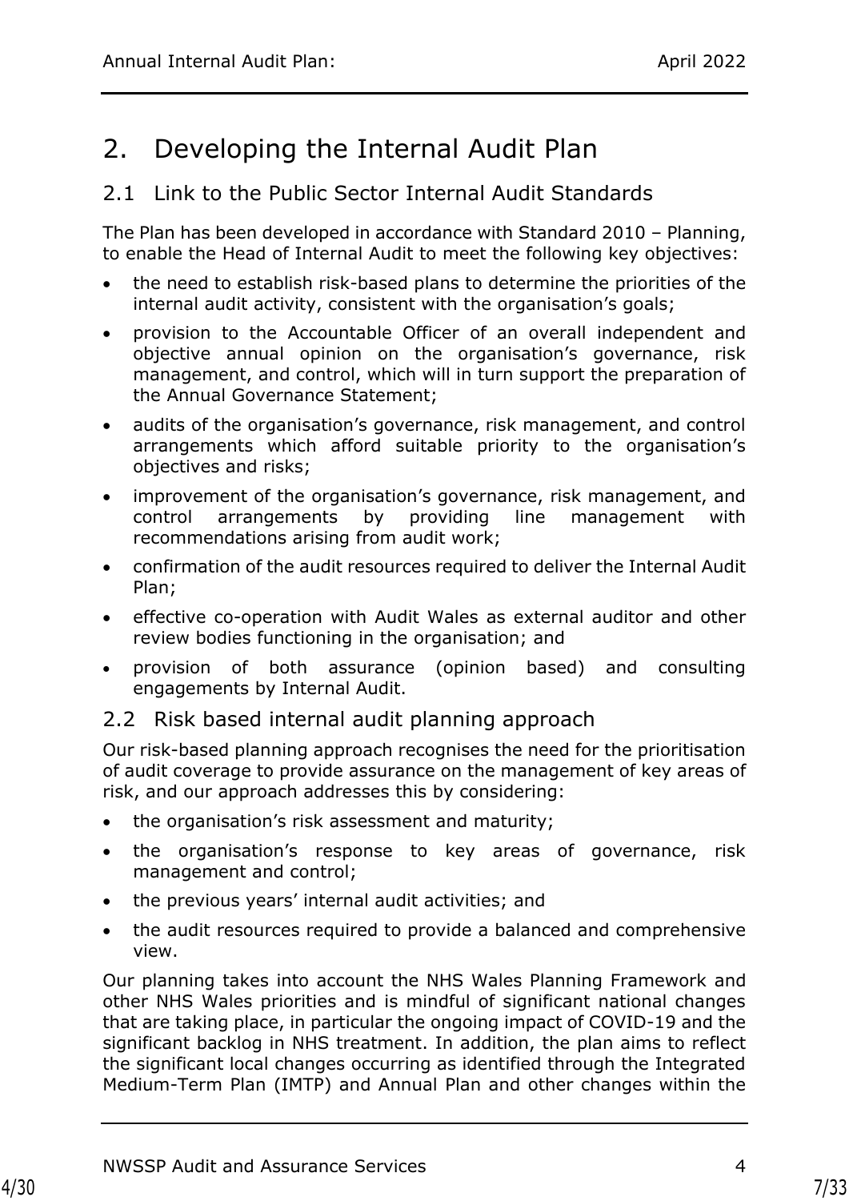# 2. Developing the Internal Audit Plan

## 2.1 Link to the Public Sector Internal Audit Standards

The Plan has been developed in accordance with Standard 2010 – Planning, to enable the Head of Internal Audit to meet the following key objectives:

- the need to establish risk-based plans to determine the priorities of the internal audit activity, consistent with the organisation's goals;
- provision to the Accountable Officer of an overall independent and objective annual opinion on the organisation's governance, risk management, and control, which will in turn support the preparation of the Annual Governance Statement;
- audits of the organisation's governance, risk management, and control arrangements which afford suitable priority to the organisation's objectives and risks;
- improvement of the organisation's governance, risk management, and control arrangements by providing line management with recommendations arising from audit work;
- confirmation of the audit resources required to deliver the Internal Audit Plan;
- effective co-operation with Audit Wales as external auditor and other review bodies functioning in the organisation; and
- provision of both assurance (opinion based) and consulting engagements by Internal Audit.

## 2.2 Risk based internal audit planning approach

Our risk-based planning approach recognises the need for the prioritisation of audit coverage to provide assurance on the management of key areas of risk, and our approach addresses this by considering:

- the organisation's risk assessment and maturity;
- the organisation's response to key areas of governance, risk management and control;
- the previous years' internal audit activities; and
- the audit resources required to provide a balanced and comprehensive view.

Our planning takes into account the NHS Wales Planning Framework and other NHS Wales priorities and is mindful of significant national changes that are taking place, in particular the ongoing impact of COVID-19 and the significant backlog in NHS treatment. In addition, the plan aims to reflect the significant local changes occurring as identified through the Integrated Medium-Term Plan (IMTP) and Annual Plan and other changes within the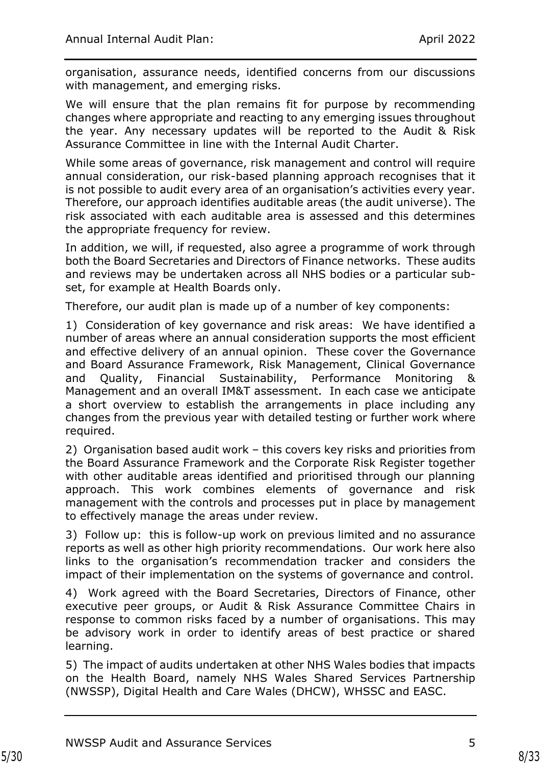organisation, assurance needs, identified concerns from our discussions with management, and emerging risks.

We will ensure that the plan remains fit for purpose by recommending changes where appropriate and reacting to any emerging issues throughout the year. Any necessary updates will be reported to the Audit & Risk Assurance Committee in line with the Internal Audit Charter.

While some areas of governance, risk management and control will require annual consideration, our risk-based planning approach recognises that it is not possible to audit every area of an organisation's activities every year. Therefore, our approach identifies auditable areas (the audit universe). The risk associated with each auditable area is assessed and this determines the appropriate frequency for review.

In addition, we will, if requested, also agree a programme of work through both the Board Secretaries and Directors of Finance networks. These audits and reviews may be undertaken across all NHS bodies or a particular sub-set, for example at Health Boards only.

Therefore, our audit plan is made up of a number of key components:

1) Consideration of key governance and risk areas: We have identified a number of areas where an annual consideration supports the most efficient and effective delivery of an annual opinion. These cover the Governance and Board Assurance Framework, Risk Management, Clinical Governance and Quality, Financial Sustainability, Performance Monitoring & Management and an overall IM&T assessment. In each case we anticipate a short overview to establish the arrangements in place including any changes from the previous year with detailed testing or further work where required.

2) Organisation based audit work – this covers key risks and priorities from the Board Assurance Framework and the Corporate Risk Register together with other auditable areas identified and prioritised through our planning approach. This work combines elements of governance and risk management with the controls and processes put in place by management to effectively manage the areas under review.

3) Follow up: this is follow-up work on previous limited and no assurance reports as well as other high priority recommendations. Our work here also links to the organisation's recommendation tracker and considers the impact of their implementation on the systems of governance and control.

4) Work agreed with the Board Secretaries, Directors of Finance, other executive peer groups, or Audit & Risk Assurance Committee Chairs in response to common risks faced by a number of organisations. This may be advisory work in order to identify areas of best practice or shared learning.

5) The impact of audits undertaken at other NHS Wales bodies that impacts on the Health Board, namely NHS Wales Shared Services Partnership (NWSSP), Digital Health and Care Wales (DHCW), WHSSC and EASC.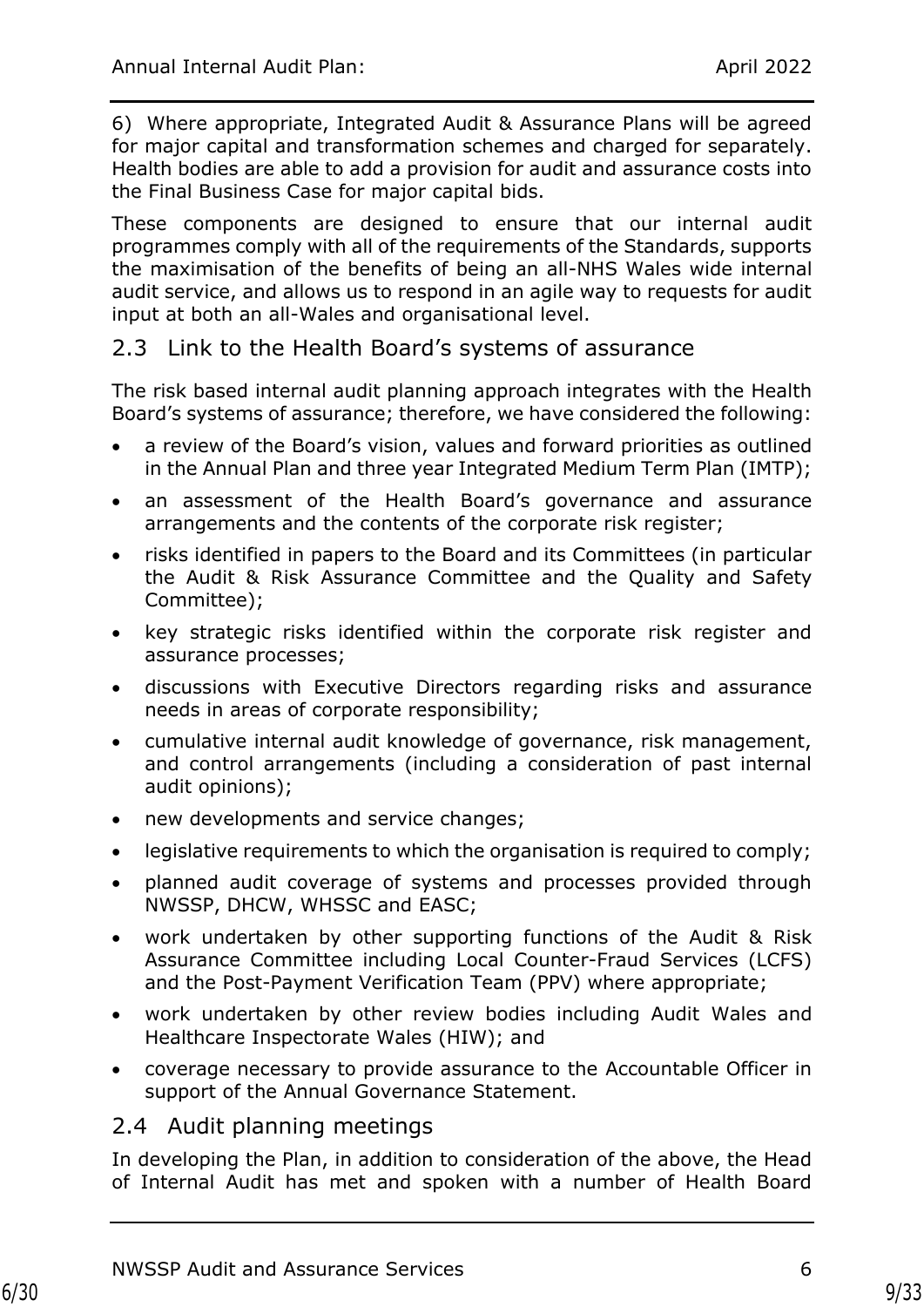6) Where appropriate, Integrated Audit & Assurance Plans will be agreed for major capital and transformation schemes and charged for separately. Health bodies are able to add a provision for audit and assurance costs into the Final Business Case for major capital bids.

These components are designed to ensure that our internal audit programmes comply with all of the requirements of the Standards, supports the maximisation of the benefits of being an all-NHS Wales wide internal audit service, and allows us to respond in an agile way to requests for audit input at both an all-Wales and organisational level.

## 2.3 Link to the Health Board's systems of assurance

The risk based internal audit planning approach integrates with the Health Board's systems of assurance; therefore, we have considered the following:

- a review of the Board's vision, values and forward priorities as outlined in the Annual Plan and three year Integrated Medium Term Plan (IMTP);
- an assessment of the Health Board's governance and assurance arrangements and the contents of the corporate risk register;
- risks identified in papers to the Board and its Committees (in particular the Audit & Risk Assurance Committee and the Quality and Safety Committee);
- key strategic risks identified within the corporate risk register and assurance processes;
- discussions with Executive Directors regarding risks and assurance needs in areas of corporate responsibility;
- cumulative internal audit knowledge of governance, risk management, and control arrangements (including a consideration of past internal audit opinions);
- new developments and service changes;
- legislative requirements to which the organisation is required to comply;
- planned audit coverage of systems and processes provided through NWSSP, DHCW, WHSSC and EASC;
- work undertaken by other supporting functions of the Audit & Risk Assurance Committee including Local Counter-Fraud Services (LCFS) and the Post-Payment Verification Team (PPV) where appropriate;
- work undertaken by other review bodies including Audit Wales and Healthcare Inspectorate Wales (HIW); and
- coverage necessary to provide assurance to the Accountable Officer in support of the Annual Governance Statement.

## 2.4 Audit planning meetings

In developing the Plan, in addition to consideration of the above, the Head of Internal Audit has met and spoken with a number of Health Board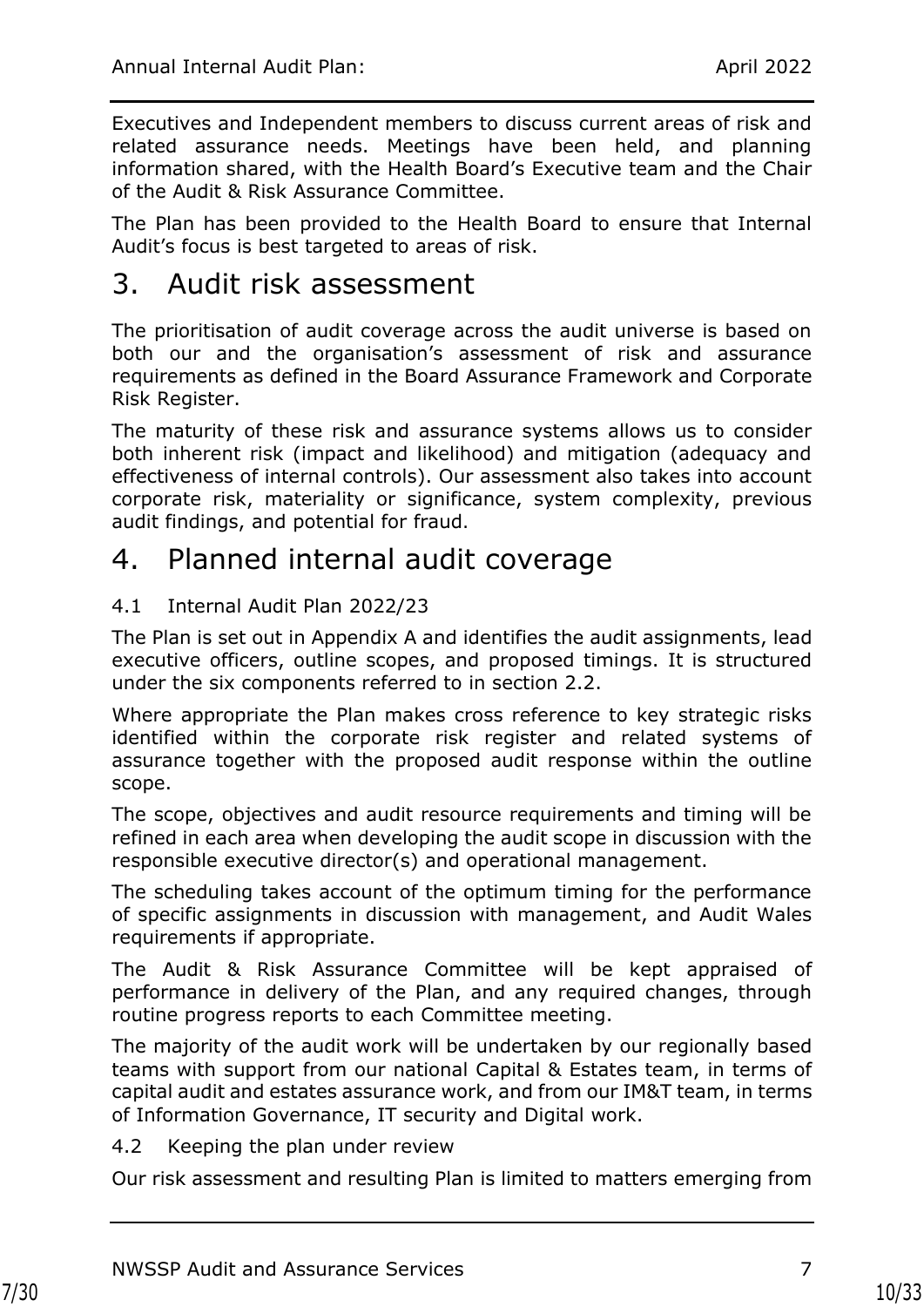Executives and Independent members to discuss current areas of risk and related assurance needs. Meetings have been held, and planning information shared, with the Health Board's Executive team and the Chair of the Audit & Risk Assurance Committee.

The Plan has been provided to the Health Board to ensure that Internal Audit's focus is best targeted to areas of risk.

# 3. Audit risk assessment

The prioritisation of audit coverage across the audit universe is based on both our and the organisation's assessment of risk and assurance requirements as defined in the Board Assurance Framework and Corporate Risk Register.

The maturity of these risk and assurance systems allows us to consider both inherent risk (impact and likelihood) and mitigation (adequacy and effectiveness of internal controls). Our assessment also takes into account corporate risk, materiality or significance, system complexity, previous audit findings, and potential for fraud.

# 4. Planned internal audit coverage

## 4.1 Internal Audit Plan 2022/23

The Plan is set out in Appendix A and identifies the audit assignments, lead executive officers, outline scopes, and proposed timings. It is structured under the six components referred to in section 2.2.

Where appropriate the Plan makes cross reference to key strategic risks identified within the corporate risk register and related systems of assurance together with the proposed audit response within the outline scope.

The scope, objectives and audit resource requirements and timing will be refined in each area when developing the audit scope in discussion with the responsible executive director(s) and operational management.

The scheduling takes account of the optimum timing for the performance of specific assignments in discussion with management, and Audit Wales requirements if appropriate.

The Audit & Risk Assurance Committee will be kept appraised of performance in delivery of the Plan, and any required changes, through routine progress reports to each Committee meeting.

The majority of the audit work will be undertaken by our regionally based teams with support from our national Capital & Estates team, in terms of capital audit and estates assurance work, and from our IM&T team, in terms of Information Governance, IT security and Digital work.

## 4.2 Keeping the plan under review

Our risk assessment and resulting Plan is limited to matters emerging from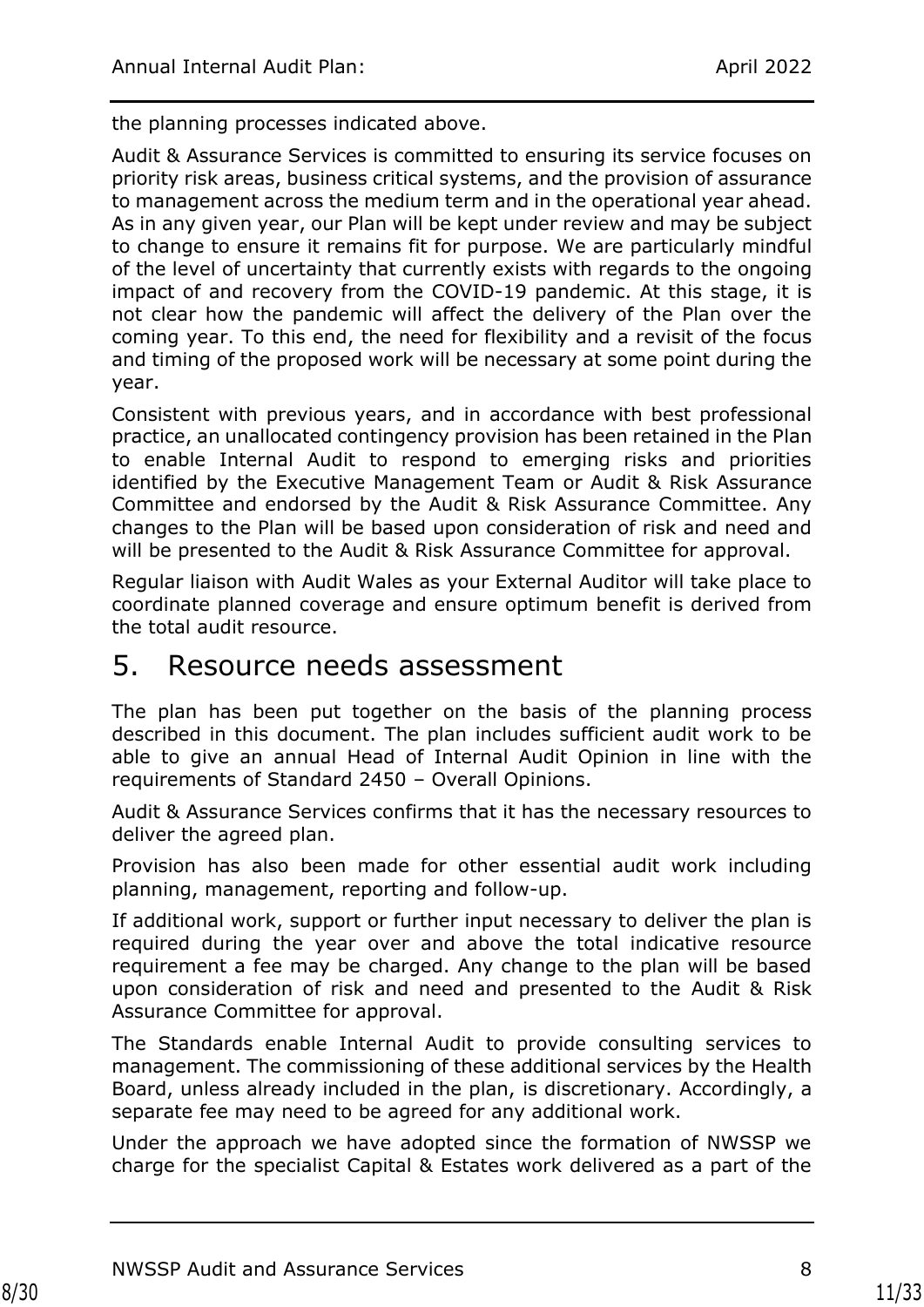the planning processes indicated above.

Audit & Assurance Services is committed to ensuring its service focuses on priority risk areas, business critical systems, and the provision of assurance to management across the medium term and in the operational year ahead. As in any given year, our Plan will be kept under review and may be subject to change to ensure it remains fit for purpose. We are particularly mindful of the level of uncertainty that currently exists with regards to the ongoing impact of and recovery from the COVID-19 pandemic. At this stage, it is not clear how the pandemic will affect the delivery of the Plan over the coming year. To this end, the need for flexibility and a revisit of the focus and timing of the proposed work will be necessary at some point during the year.

Consistent with previous years, and in accordance with best professional practice, an unallocated contingency provision has been retained in the Plan to enable Internal Audit to respond to emerging risks and priorities identified by the Executive Management Team or Audit & Risk Assurance Committee and endorsed by the Audit & Risk Assurance Committee. Any changes to the Plan will be based upon consideration of risk and need and will be presented to the Audit & Risk Assurance Committee for approval.

Regular liaison with Audit Wales as your External Auditor will take place to coordinate planned coverage and ensure optimum benefit is derived from the total audit resource.

# 5. Resource needs assessment

The plan has been put together on the basis of the planning process described in this document. The plan includes sufficient audit work to be able to give an annual Head of Internal Audit Opinion in line with the requirements of Standard 2450 – Overall Opinions.

Audit & Assurance Services confirms that it has the necessary resources to deliver the agreed plan.

Provision has also been made for other essential audit work including planning, management, reporting and follow-up.

If additional work, support or further input necessary to deliver the plan is required during the year over and above the total indicative resource requirement a fee may be charged. Any change to the plan will be based upon consideration of risk and need and presented to the Audit & Risk Assurance Committee for approval.

The Standards enable Internal Audit to provide consulting services to management. The commissioning of these additional services by the Health Board, unless already included in the plan, is discretionary. Accordingly, a separate fee may need to be agreed for any additional work.

Under the approach we have adopted since the formation of NWSSP we charge for the specialist Capital & Estates work delivered as a part of the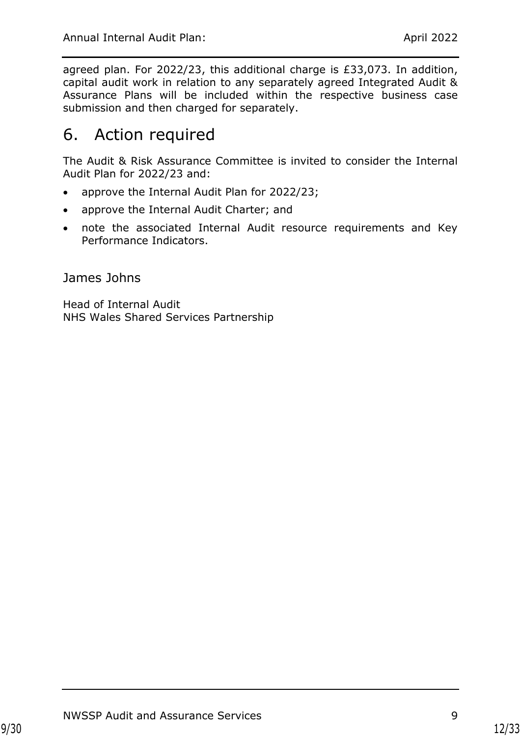agreed plan. For 2022/23, this additional charge is £33,073. In addition, capital audit work in relation to any separately agreed Integrated Audit & Assurance Plans will be included within the respective business case submission and then charged for separately.

# 6. Action required

The Audit & Risk Assurance Committee is invited to consider the Internal Audit Plan for 2022/23 and:

- approve the Internal Audit Plan for 2022/23;
- approve the Internal Audit Charter; and
- note the associated Internal Audit resource requirements and Key Performance Indicators.

James Johns

Head of Internal Audit
NHS Wales Shared Services Partnership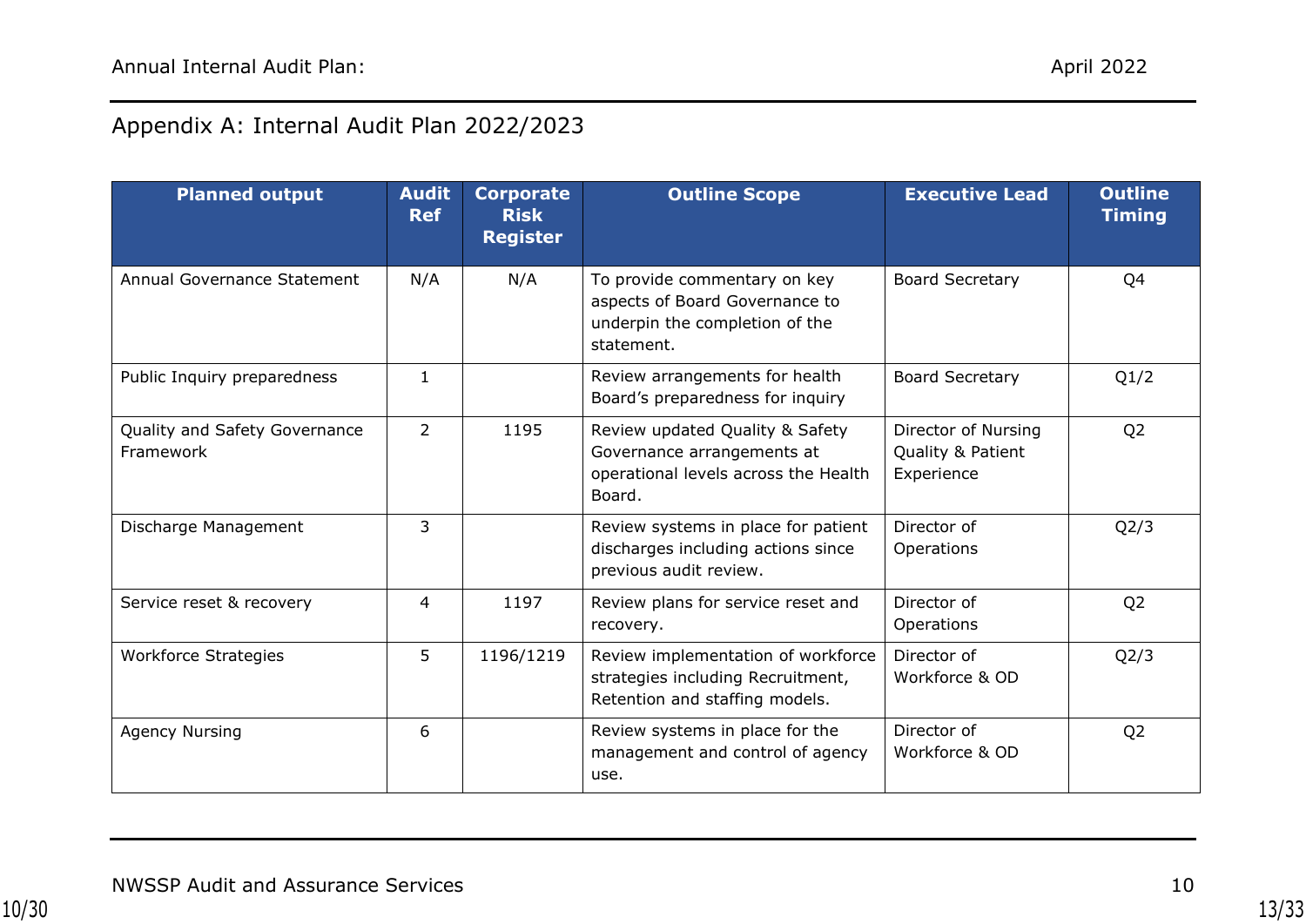## Appendix A: Internal Audit Plan 2022/2023

| Planned output | Audit Ref | Corporate Risk Register | Outline Scope | Executive Lead | Outline Timing |
|---|---|---|---|---|---|
| Annual Governance Statement | N/A | N/A | To provide commentary on key aspects of Board Governance to underpin the completion of the statement. | Board Secretary | Q4 |
| Public Inquiry preparedness | 1 | | Review arrangements for health Board's preparedness for inquiry | Board Secretary | Q1/2 |
| Quality and Safety Governance Framework | 2 | 1195 | Review updated Quality & Safety Governance arrangements at operational levels across the Health Board. | Director of Nursing Quality & Patient Experience | Q2 |
| Discharge Management | 3 | | Review systems in place for patient discharges including actions since previous audit review. | Director of Operations | Q2/3 |
| Service reset & recovery | 4 | 1197 | Review plans for service reset and recovery. | Director of Operations | Q2 |
| Workforce Strategies | 5 | 1196/1219 | Review implementation of workforce strategies including Recruitment, Retention and staffing models. | Director of Workforce & OD | Q2/3 |
| Agency Nursing | 6 | | Review systems in place for the management and control of agency use. | Director of Workforce & OD | Q2 |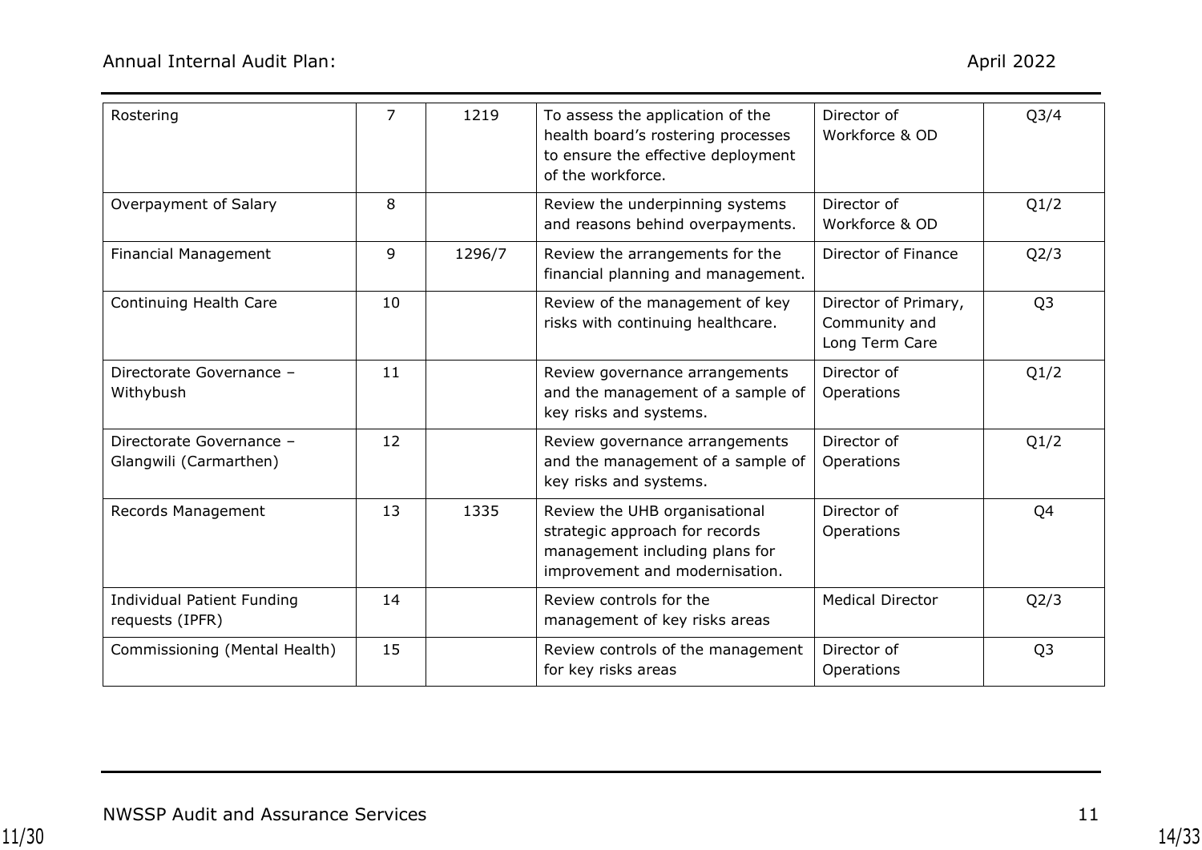| Rostering | 7 | 1219 | To assess the application of the health board's rostering processes to ensure the effective deployment of the workforce. | Director of Workforce & OD | Q3/4 |
|---|---|---|---|---|---|
| Overpayment of Salary | 8 | | Review the underpinning systems and reasons behind overpayments. | Director of Workforce & OD | Q1/2 |
| Financial Management | 9 | 1296/7 | Review the arrangements for the financial planning and management. | Director of Finance | Q2/3 |
| Continuing Health Care | 10 | | Review of the management of key risks with continuing healthcare. | Director of Primary, Community and Long Term Care | Q3 |
| Directorate Governance – Withybush | 11 | | Review governance arrangements and the management of a sample of key risks and systems. | Director of Operations | Q1/2 |
| Directorate Governance – Glangwili (Carmarthen) | 12 | | Review governance arrangements and the management of a sample of key risks and systems. | Director of Operations | Q1/2 |
| Records Management | 13 | 1335 | Review the UHB organisational strategic approach for records management including plans for improvement and modernisation. | Director of Operations | Q4 |
| Individual Patient Funding requests (IPFR) | 14 | | Review controls for the management of key risks areas | Medical Director | Q2/3 |
| Commissioning (Mental Health) | 15 | | Review controls of the management for key risks areas | Director of Operations | Q3 |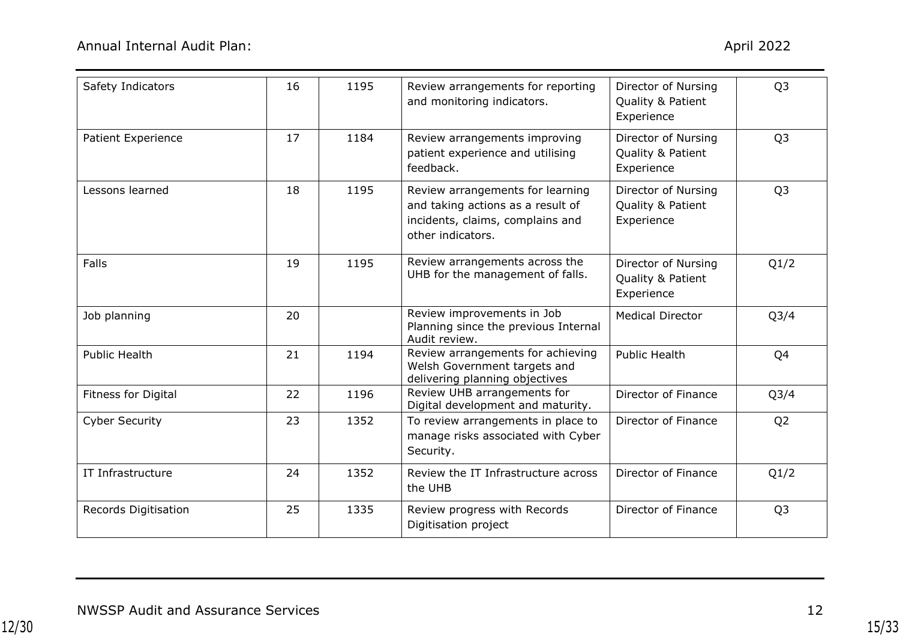| | | | | | |
|---|---|---|---|---|---|
| Safety Indicators | 16 | 1195 | Review arrangements for reporting and monitoring indicators. | Director of Nursing Quality & Patient Experience | Q3 |
| Patient Experience | 17 | 1184 | Review arrangements improving patient experience and utilising feedback. | Director of Nursing Quality & Patient Experience | Q3 |
| Lessons learned | 18 | 1195 | Review arrangements for learning and taking actions as a result of incidents, claims, complains and other indicators. | Director of Nursing Quality & Patient Experience | Q3 |
| Falls | 19 | 1195 | Review arrangements across the UHB for the management of falls. | Director of Nursing Quality & Patient Experience | Q1/2 |
| Job planning | 20 | | Review improvements in Job Planning since the previous Internal Audit review. | Medical Director | Q3/4 |
| Public Health | 21 | 1194 | Review arrangements for achieving Welsh Government targets and delivering planning objectives | Public Health | Q4 |
| Fitness for Digital | 22 | 1196 | Review UHB arrangements for Digital development and maturity. | Director of Finance | Q3/4 |
| Cyber Security | 23 | 1352 | To review arrangements in place to manage risks associated with Cyber Security. | Director of Finance | Q2 |
| IT Infrastructure | 24 | 1352 | Review the IT Infrastructure across the UHB | Director of Finance | Q1/2 |
| Records Digitisation | 25 | 1335 | Review progress with Records Digitisation project | Director of Finance | Q3 |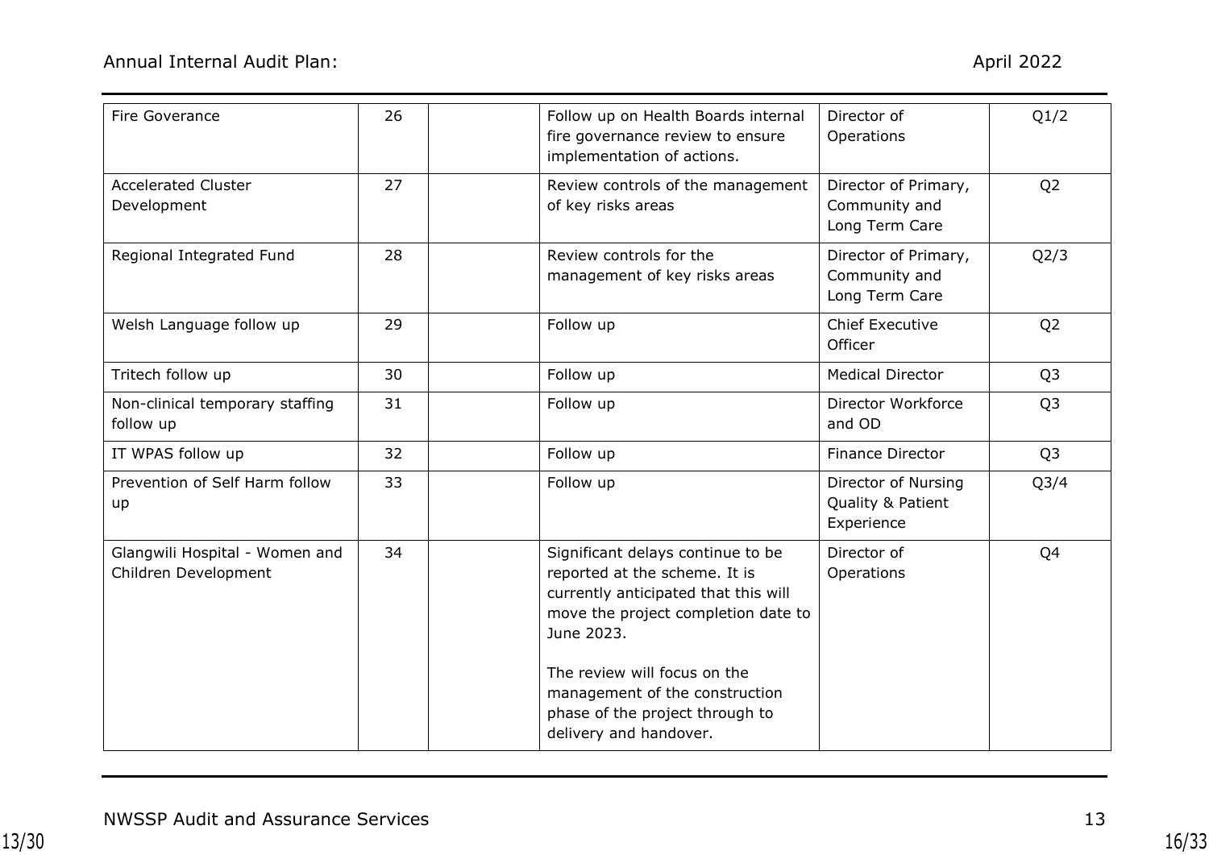| | | | | | |
|---|---|---|---|---|---|
| Fire Goverance | 26 | | Follow up on Health Boards internal fire governance review to ensure implementation of actions. | Director of Operations | Q1/2 |
| Accelerated Cluster Development | 27 | | Review controls of the management of key risks areas | Director of Primary, Community and Long Term Care | Q2 |
| Regional Integrated Fund | 28 | | Review controls for the management of key risks areas | Director of Primary, Community and Long Term Care | Q2/3 |
| Welsh Language follow up | 29 | | Follow up | Chief Executive Officer | Q2 |
| Tritech follow up | 30 | | Follow up | Medical Director | Q3 |
| Non-clinical temporary staffing follow up | 31 | | Follow up | Director Workforce and OD | Q3 |
| IT WPAS follow up | 32 | | Follow up | Finance Director | Q3 |
| Prevention of Self Harm follow up | 33 | | Follow up | Director of Nursing Quality & Patient Experience | Q3/4 |
| Glangwili Hospital - Women and Children Development | 34 | | Significant delays continue to be reported at the scheme. It is currently anticipated that this will move the project completion date to June 2023.<br><br>The review will focus on the management of the construction phase of the project through to delivery and handover. | Director of Operations | Q4 |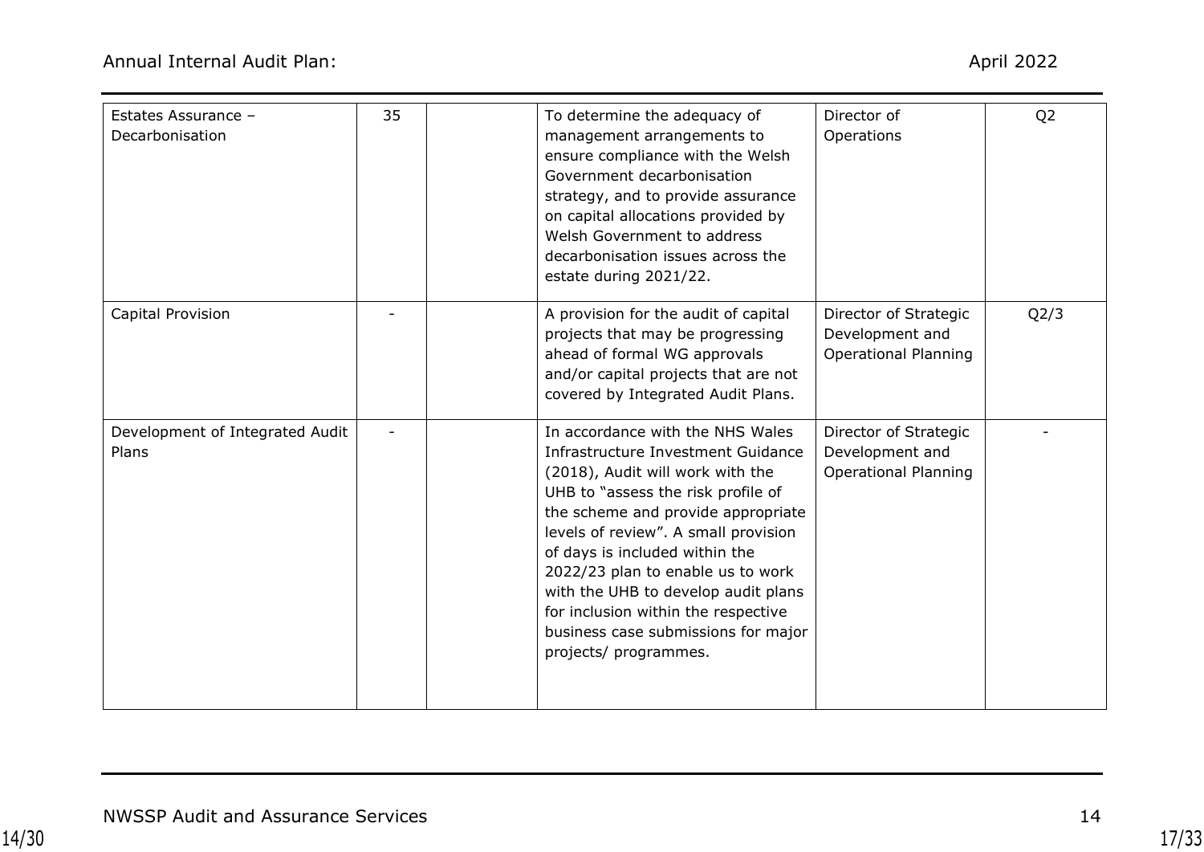| | | | | | |
|---|---|---|---|---|---|
| Estates Assurance – Decarbonisation | 35 | | To determine the adequacy of management arrangements to ensure compliance with the Welsh Government decarbonisation strategy, and to provide assurance on capital allocations provided by Welsh Government to address decarbonisation issues across the estate during 2021/22. | Director of Operations | Q2 |
| Capital Provision | - | | A provision for the audit of capital projects that may be progressing ahead of formal WG approvals and/or capital projects that are not covered by Integrated Audit Plans. | Director of Strategic Development and Operational Planning | Q2/3 |
| Development of Integrated Audit Plans | - | | In accordance with the NHS Wales Infrastructure Investment Guidance (2018), Audit will work with the UHB to "assess the risk profile of the scheme and provide appropriate levels of review". A small provision of days is included within the 2022/23 plan to enable us to work with the UHB to develop audit plans for inclusion within the respective business case submissions for major projects/ programmes. | Director of Strategic Development and Operational Planning | - |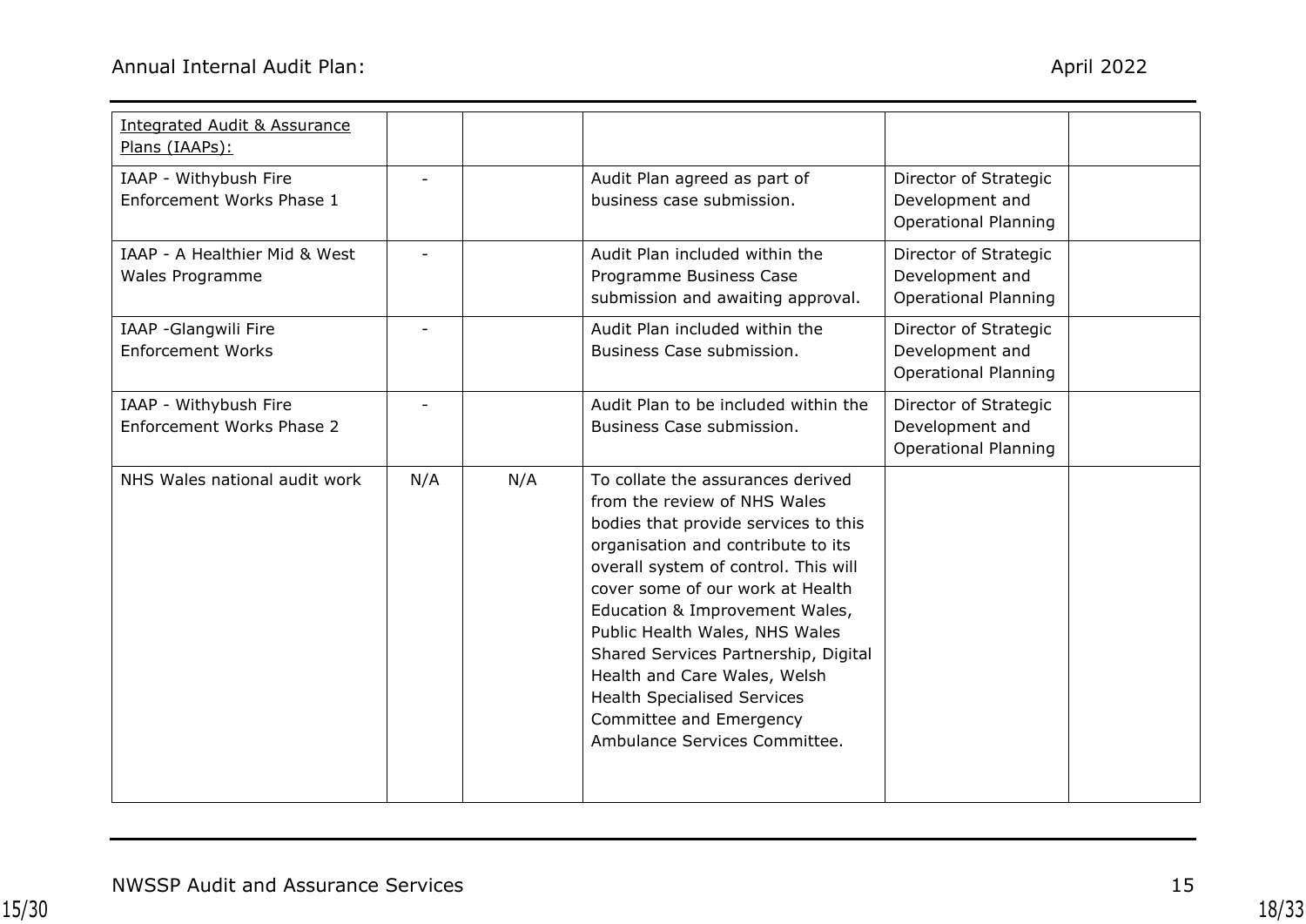| | | | | | |
|---|---|---|---|---|---|
| Integrated Audit & Assurance Plans (IAAPs): | | | | | |
| IAAP - Withybush Fire Enforcement Works Phase 1 | - | | Audit Plan agreed as part of business case submission. | Director of Strategic Development and Operational Planning | |
| IAAP - A Healthier Mid & West Wales Programme | - | | Audit Plan included within the Programme Business Case submission and awaiting approval. | Director of Strategic Development and Operational Planning | |
| IAAP -Glangwili Fire Enforcement Works | - | | Audit Plan included within the Business Case submission. | Director of Strategic Development and Operational Planning | |
| IAAP - Withybush Fire Enforcement Works Phase 2 | - | | Audit Plan to be included within the Business Case submission. | Director of Strategic Development and Operational Planning | |
| NHS Wales national audit work | N/A | N/A | To collate the assurances derived from the review of NHS Wales bodies that provide services to this organisation and contribute to its overall system of control. This will cover some of our work at Health Education & Improvement Wales, Public Health Wales, NHS Wales Shared Services Partnership, Digital Health and Care Wales, Welsh Health Specialised Services Committee and Emergency Ambulance Services Committee. | | |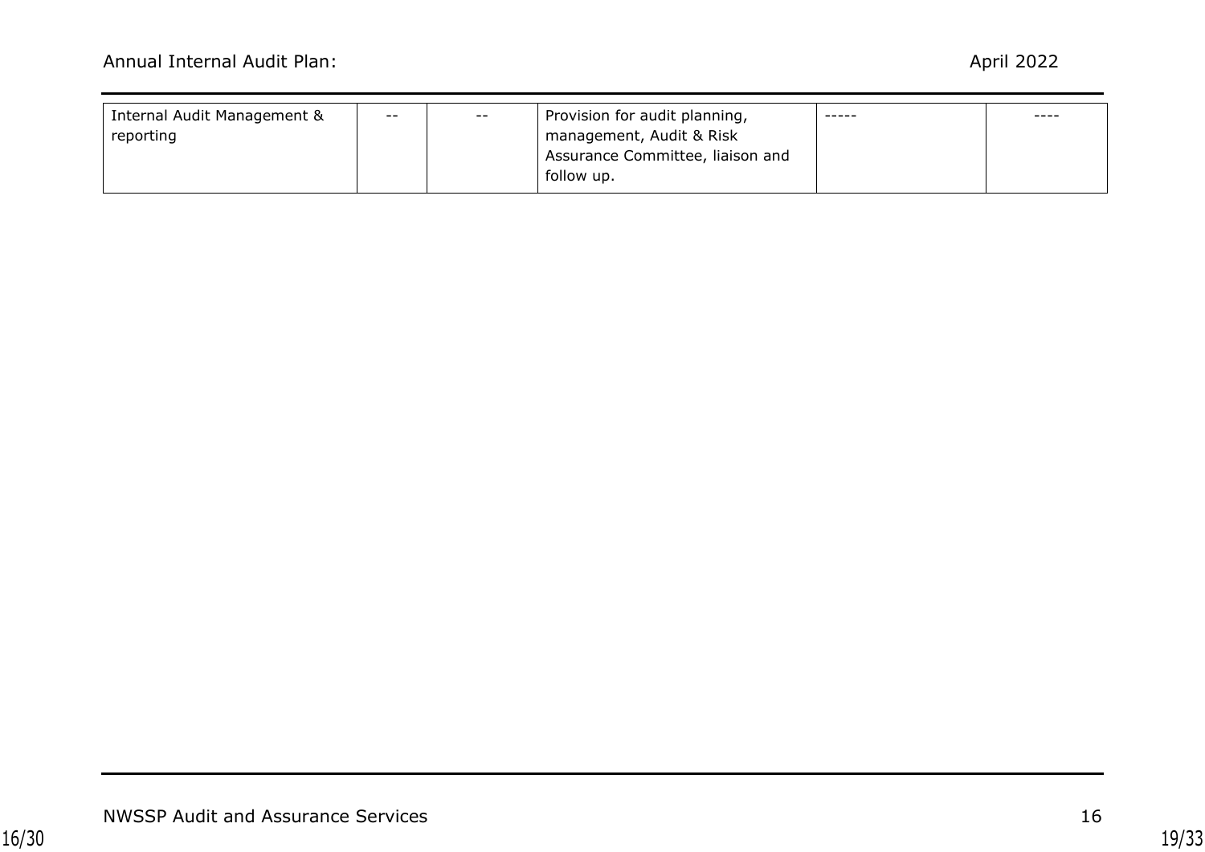| | | | | | |
|---|---|---|---|---|---|
| Internal Audit Management & reporting | -- | -- | Provision for audit planning, management, Audit & Risk Assurance Committee, liaison and follow up. | ----- | ---- |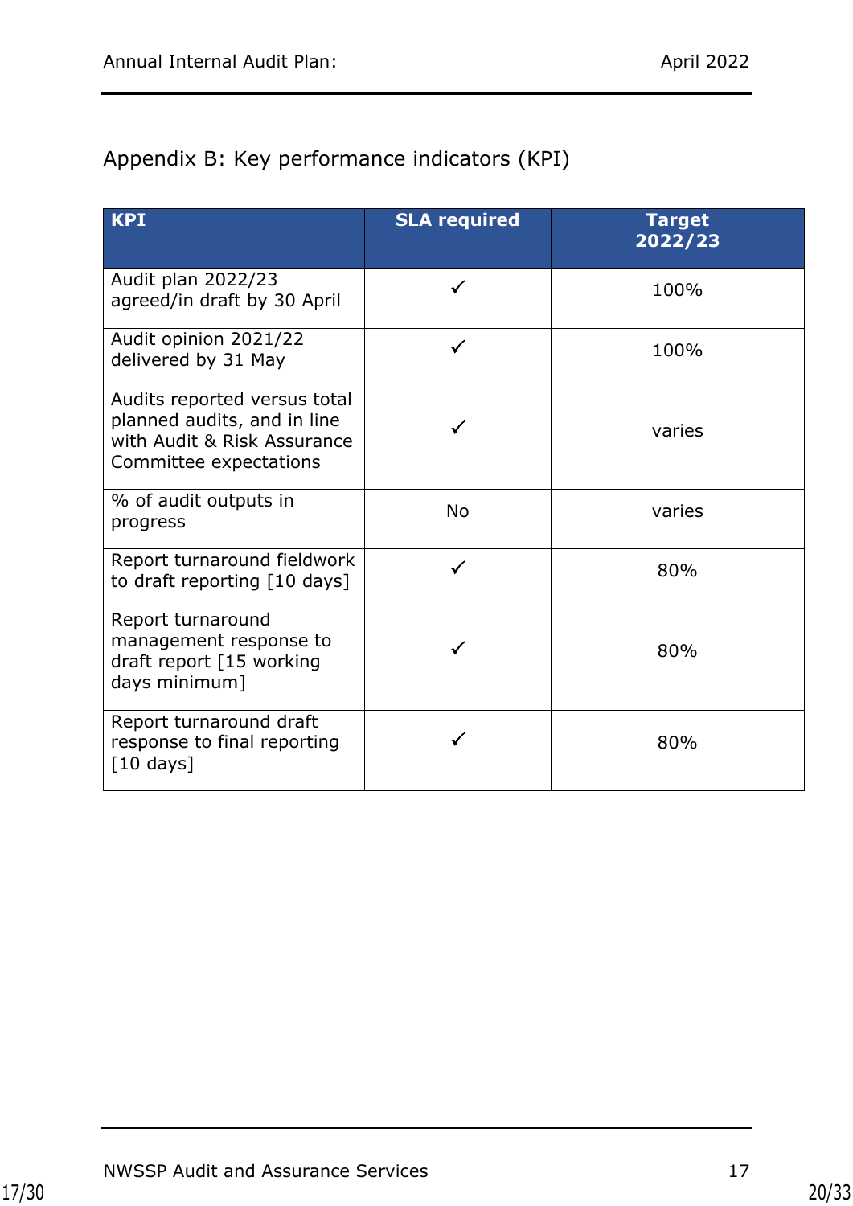## Appendix B: Key performance indicators (KPI)

| KPI | SLA required | Target 2022/23 |
|---|---|---|
| Audit plan 2022/23 agreed/in draft by 30 April | ✓ | 100% |
| Audit opinion 2021/22 delivered by 31 May | ✓ | 100% |
| Audits reported versus total planned audits, and in line with Audit & Risk Assurance Committee expectations | ✓ | varies |
| % of audit outputs in progress | No | varies |
| Report turnaround fieldwork to draft reporting [10 days] | ✓ | 80% |
| Report turnaround management response to draft report [15 working days minimum] | ✓ | 80% |
| Report turnaround draft response to final reporting [10 days] | ✓ | 80% |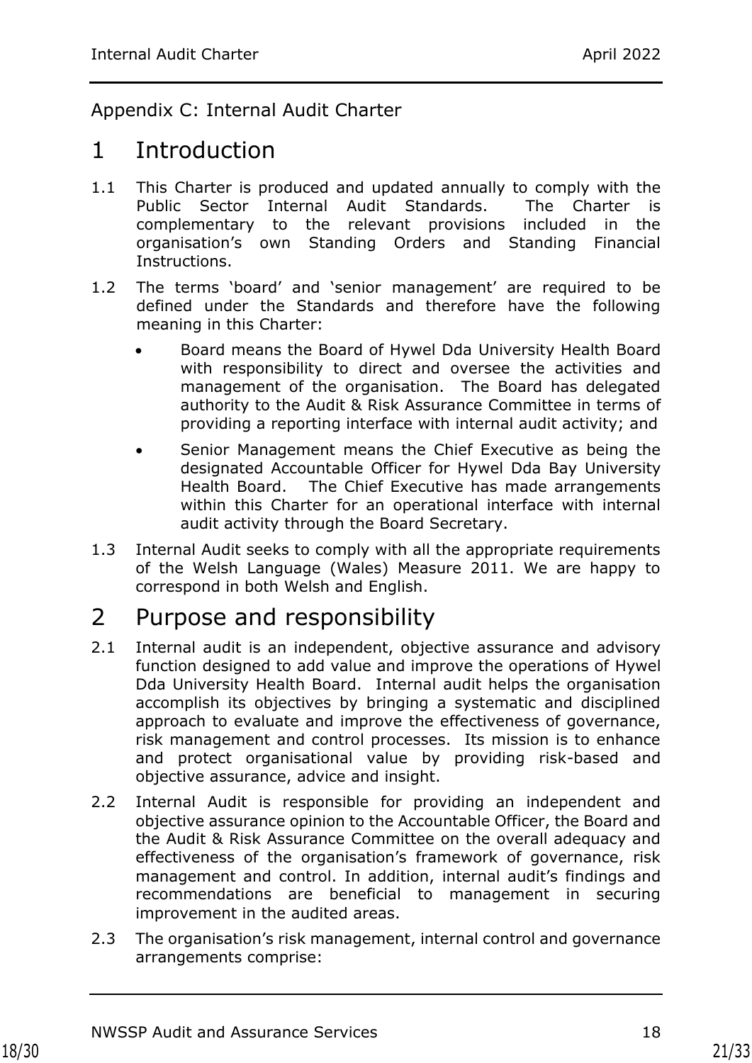Appendix C: Internal Audit Charter

# 1 Introduction

1.1 This Charter is produced and updated annually to comply with the Public Sector Internal Audit Standards. The Charter is complementary to the relevant provisions included in the organisation's own Standing Orders and Standing Financial Instructions.

1.2 The terms 'board' and 'senior management' are required to be defined under the Standards and therefore have the following meaning in this Charter:

- Board means the Board of Hywel Dda University Health Board with responsibility to direct and oversee the activities and management of the organisation. The Board has delegated authority to the Audit & Risk Assurance Committee in terms of providing a reporting interface with internal audit activity; and
- Senior Management means the Chief Executive as being the designated Accountable Officer for Hywel Dda Bay University Health Board. The Chief Executive has made arrangements within this Charter for an operational interface with internal audit activity through the Board Secretary.

1.3 Internal Audit seeks to comply with all the appropriate requirements of the Welsh Language (Wales) Measure 2011. We are happy to correspond in both Welsh and English.

# 2 Purpose and responsibility

2.1 Internal audit is an independent, objective assurance and advisory function designed to add value and improve the operations of Hywel Dda University Health Board. Internal audit helps the organisation accomplish its objectives by bringing a systematic and disciplined approach to evaluate and improve the effectiveness of governance, risk management and control processes. Its mission is to enhance and protect organisational value by providing risk-based and objective assurance, advice and insight.

2.2 Internal Audit is responsible for providing an independent and objective assurance opinion to the Accountable Officer, the Board and the Audit & Risk Assurance Committee on the overall adequacy and effectiveness of the organisation's framework of governance, risk management and control. In addition, internal audit's findings and recommendations are beneficial to management in securing improvement in the audited areas.

2.3 The organisation's risk management, internal control and governance arrangements comprise: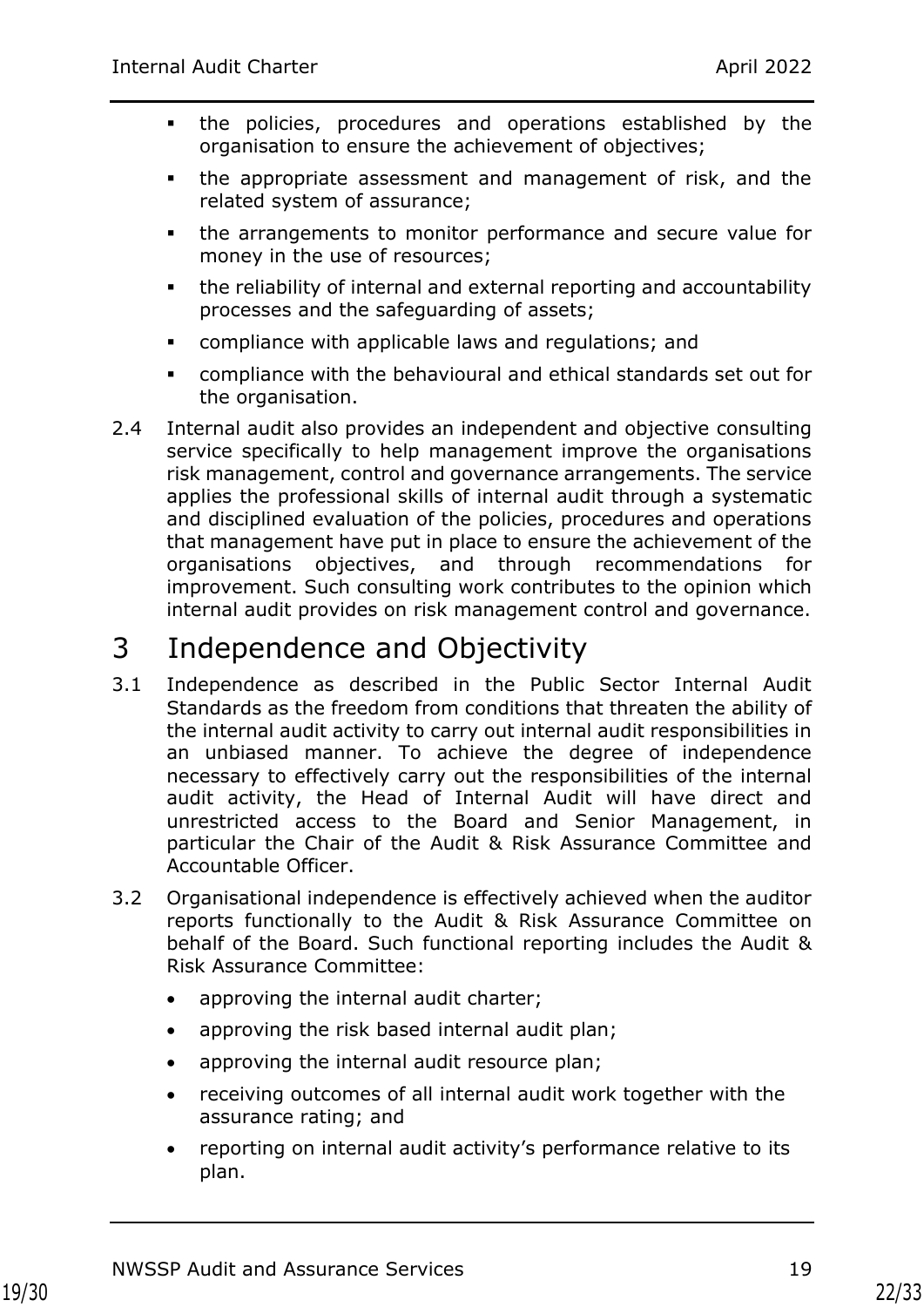- the policies, procedures and operations established by the organisation to ensure the achievement of objectives;
- the appropriate assessment and management of risk, and the related system of assurance;
- the arrangements to monitor performance and secure value for money in the use of resources;
- the reliability of internal and external reporting and accountability processes and the safeguarding of assets;
- compliance with applicable laws and regulations; and
- compliance with the behavioural and ethical standards set out for the organisation.

2.4 Internal audit also provides an independent and objective consulting service specifically to help management improve the organisations risk management, control and governance arrangements. The service applies the professional skills of internal audit through a systematic and disciplined evaluation of the policies, procedures and operations that management have put in place to ensure the achievement of the organisations objectives, and through recommendations for improvement. Such consulting work contributes to the opinion which internal audit provides on risk management control and governance.

# 3 Independence and Objectivity

3.1 Independence as described in the Public Sector Internal Audit Standards as the freedom from conditions that threaten the ability of the internal audit activity to carry out internal audit responsibilities in an unbiased manner. To achieve the degree of independence necessary to effectively carry out the responsibilities of the internal audit activity, the Head of Internal Audit will have direct and unrestricted access to the Board and Senior Management, in particular the Chair of the Audit & Risk Assurance Committee and Accountable Officer.

3.2 Organisational independence is effectively achieved when the auditor reports functionally to the Audit & Risk Assurance Committee on behalf of the Board. Such functional reporting includes the Audit & Risk Assurance Committee:

- approving the internal audit charter;
- approving the risk based internal audit plan;
- approving the internal audit resource plan;
- receiving outcomes of all internal audit work together with the assurance rating; and
- reporting on internal audit activity's performance relative to its plan.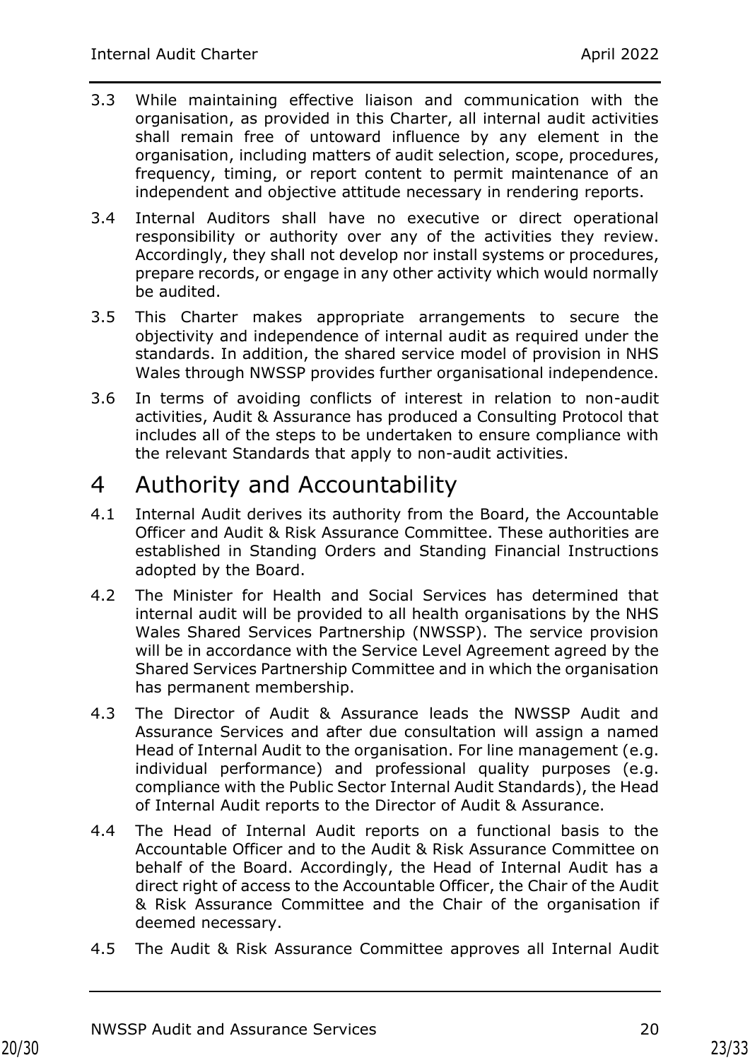3.3 While maintaining effective liaison and communication with the organisation, as provided in this Charter, all internal audit activities shall remain free of untoward influence by any element in the organisation, including matters of audit selection, scope, procedures, frequency, timing, or report content to permit maintenance of an independent and objective attitude necessary in rendering reports.

3.4 Internal Auditors shall have no executive or direct operational responsibility or authority over any of the activities they review. Accordingly, they shall not develop nor install systems or procedures, prepare records, or engage in any other activity which would normally be audited.

3.5 This Charter makes appropriate arrangements to secure the objectivity and independence of internal audit as required under the standards. In addition, the shared service model of provision in NHS Wales through NWSSP provides further organisational independence.

3.6 In terms of avoiding conflicts of interest in relation to non-audit activities, Audit & Assurance has produced a Consulting Protocol that includes all of the steps to be undertaken to ensure compliance with the relevant Standards that apply to non-audit activities.

# 4 Authority and Accountability

4.1 Internal Audit derives its authority from the Board, the Accountable Officer and Audit & Risk Assurance Committee. These authorities are established in Standing Orders and Standing Financial Instructions adopted by the Board.

4.2 The Minister for Health and Social Services has determined that internal audit will be provided to all health organisations by the NHS Wales Shared Services Partnership (NWSSP). The service provision will be in accordance with the Service Level Agreement agreed by the Shared Services Partnership Committee and in which the organisation has permanent membership.

4.3 The Director of Audit & Assurance leads the NWSSP Audit and Assurance Services and after due consultation will assign a named Head of Internal Audit to the organisation. For line management (e.g. individual performance) and professional quality purposes (e.g. compliance with the Public Sector Internal Audit Standards), the Head of Internal Audit reports to the Director of Audit & Assurance.

4.4 The Head of Internal Audit reports on a functional basis to the Accountable Officer and to the Audit & Risk Assurance Committee on behalf of the Board. Accordingly, the Head of Internal Audit has a direct right of access to the Accountable Officer, the Chair of the Audit & Risk Assurance Committee and the Chair of the organisation if deemed necessary.

4.5 The Audit & Risk Assurance Committee approves all Internal Audit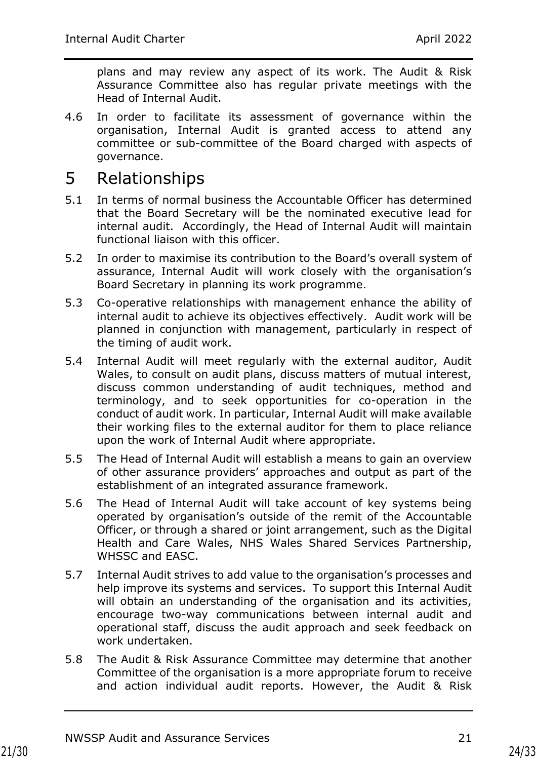plans and may review any aspect of its work. The Audit & Risk Assurance Committee also has regular private meetings with the Head of Internal Audit.

4.6 In order to facilitate its assessment of governance within the organisation, Internal Audit is granted access to attend any committee or sub-committee of the Board charged with aspects of governance.

# 5 Relationships

5.1 In terms of normal business the Accountable Officer has determined that the Board Secretary will be the nominated executive lead for internal audit. Accordingly, the Head of Internal Audit will maintain functional liaison with this officer.

5.2 In order to maximise its contribution to the Board's overall system of assurance, Internal Audit will work closely with the organisation's Board Secretary in planning its work programme.

5.3 Co-operative relationships with management enhance the ability of internal audit to achieve its objectives effectively. Audit work will be planned in conjunction with management, particularly in respect of the timing of audit work.

5.4 Internal Audit will meet regularly with the external auditor, Audit Wales, to consult on audit plans, discuss matters of mutual interest, discuss common understanding of audit techniques, method and terminology, and to seek opportunities for co-operation in the conduct of audit work. In particular, Internal Audit will make available their working files to the external auditor for them to place reliance upon the work of Internal Audit where appropriate.

5.5 The Head of Internal Audit will establish a means to gain an overview of other assurance providers' approaches and output as part of the establishment of an integrated assurance framework.

5.6 The Head of Internal Audit will take account of key systems being operated by organisation's outside of the remit of the Accountable Officer, or through a shared or joint arrangement, such as the Digital Health and Care Wales, NHS Wales Shared Services Partnership, WHSSC and EASC.

5.7 Internal Audit strives to add value to the organisation's processes and help improve its systems and services. To support this Internal Audit will obtain an understanding of the organisation and its activities, encourage two-way communications between internal audit and operational staff, discuss the audit approach and seek feedback on work undertaken.

5.8 The Audit & Risk Assurance Committee may determine that another Committee of the organisation is a more appropriate forum to receive and action individual audit reports. However, the Audit & Risk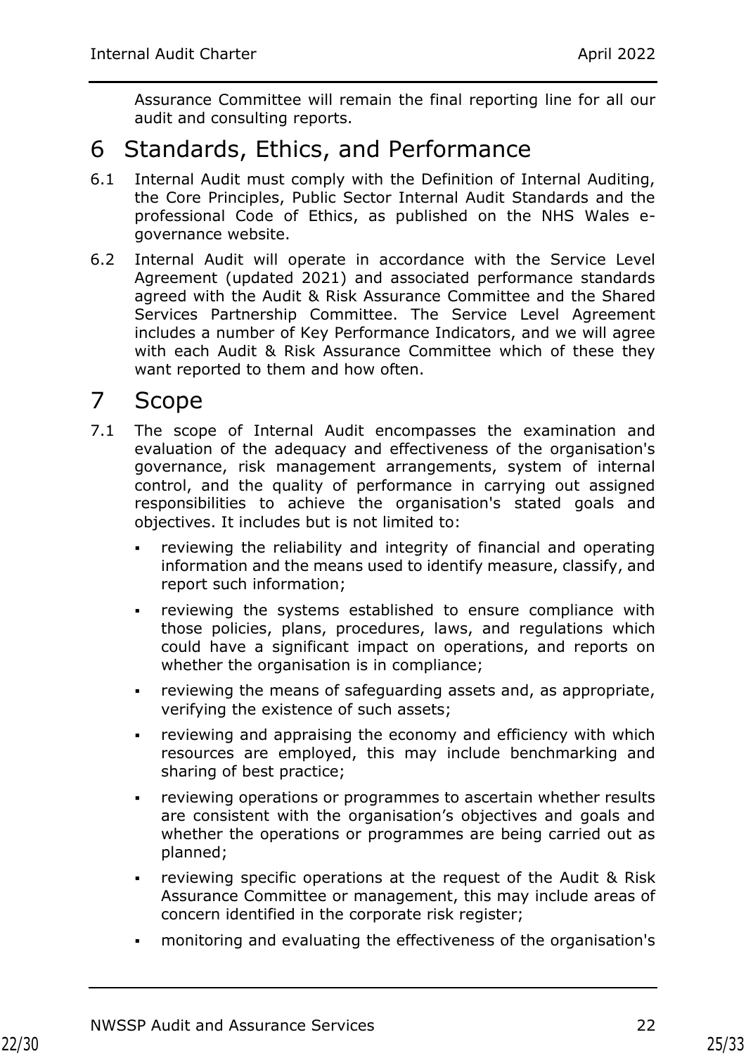Assurance Committee will remain the final reporting line for all our audit and consulting reports.

# 6 Standards, Ethics, and Performance

6.1 Internal Audit must comply with the Definition of Internal Auditing, the Core Principles, Public Sector Internal Audit Standards and the professional Code of Ethics, as published on the NHS Wales e-governance website.

6.2 Internal Audit will operate in accordance with the Service Level Agreement (updated 2021) and associated performance standards agreed with the Audit & Risk Assurance Committee and the Shared Services Partnership Committee. The Service Level Agreement includes a number of Key Performance Indicators, and we will agree with each Audit & Risk Assurance Committee which of these they want reported to them and how often.

# 7 Scope

7.1 The scope of Internal Audit encompasses the examination and evaluation of the adequacy and effectiveness of the organisation's governance, risk management arrangements, system of internal control, and the quality of performance in carrying out assigned responsibilities to achieve the organisation's stated goals and objectives. It includes but is not limited to:

- reviewing the reliability and integrity of financial and operating information and the means used to identify measure, classify, and report such information;
- reviewing the systems established to ensure compliance with those policies, plans, procedures, laws, and regulations which could have a significant impact on operations, and reports on whether the organisation is in compliance;
- reviewing the means of safeguarding assets and, as appropriate, verifying the existence of such assets;
- reviewing and appraising the economy and efficiency with which resources are employed, this may include benchmarking and sharing of best practice;
- reviewing operations or programmes to ascertain whether results are consistent with the organisation's objectives and goals and whether the operations or programmes are being carried out as planned;
- reviewing specific operations at the request of the Audit & Risk Assurance Committee or management, this may include areas of concern identified in the corporate risk register;
- monitoring and evaluating the effectiveness of the organisation's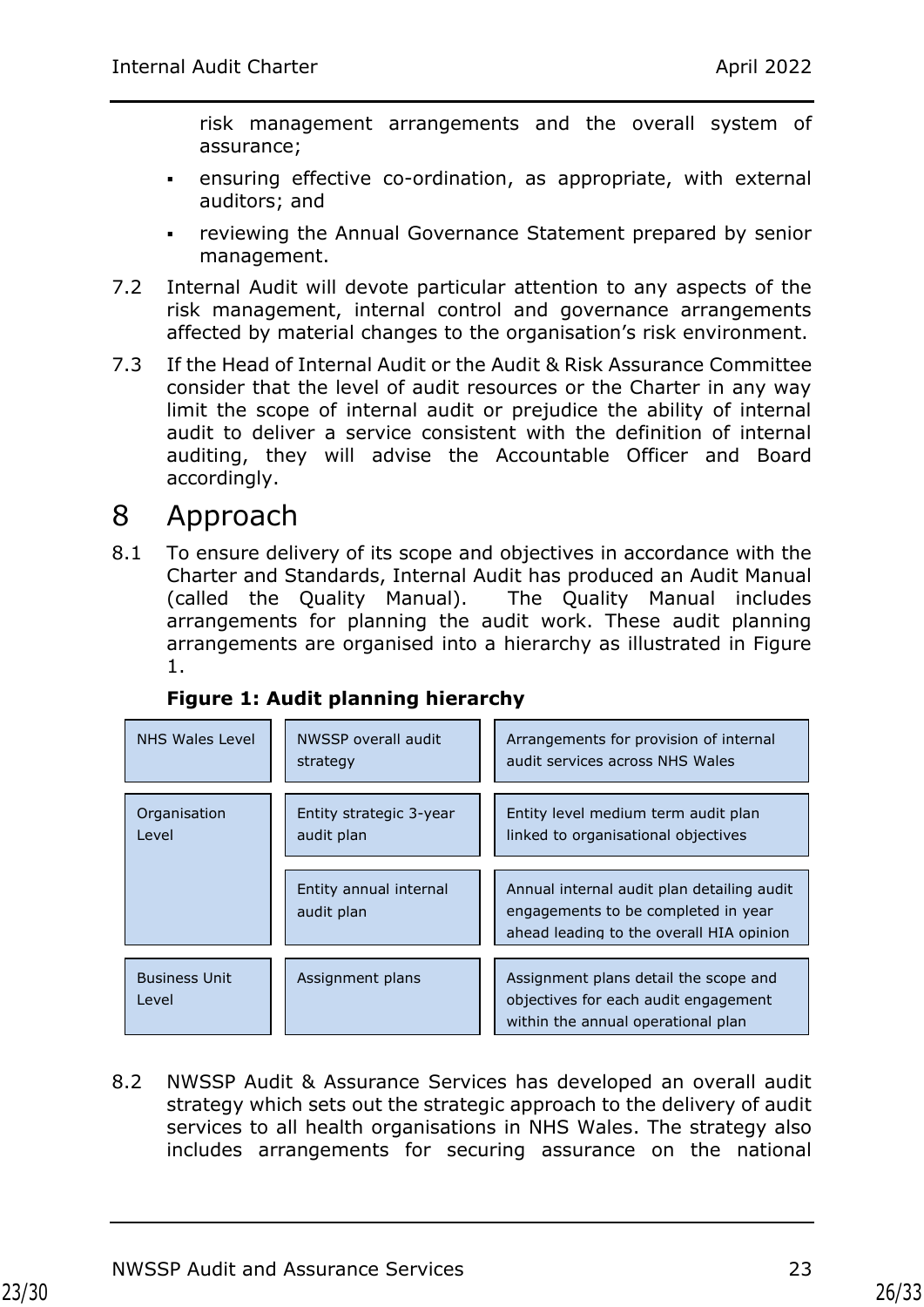risk management arrangements and the overall system of assurance;

- ensuring effective co-ordination, as appropriate, with external auditors; and
- reviewing the Annual Governance Statement prepared by senior management.

7.2 Internal Audit will devote particular attention to any aspects of the risk management, internal control and governance arrangements affected by material changes to the organisation's risk environment.

7.3 If the Head of Internal Audit or the Audit & Risk Assurance Committee consider that the level of audit resources or the Charter in any way limit the scope of internal audit or prejudice the ability of internal audit to deliver a service consistent with the definition of internal auditing, they will advise the Accountable Officer and Board accordingly.

# 8 Approach

8.1 To ensure delivery of its scope and objectives in accordance with the Charter and Standards, Internal Audit has produced an Audit Manual (called the Quality Manual). The Quality Manual includes arrangements for planning the audit work. These audit planning arrangements are organised into a hierarchy as illustrated in Figure 1.

**Figure 1: Audit planning hierarchy**

| | | |
|---|---|---|
| NHS Wales Level | NWSSP overall audit strategy | Arrangements for provision of internal audit services across NHS Wales |
| Organisation Level | Entity strategic 3-year audit plan | Entity level medium term audit plan linked to organisational objectives |
| | Entity annual internal audit plan | Annual internal audit plan detailing audit engagements to be completed in year ahead leading to the overall HIA opinion |
| Business Unit Level | Assignment plans | Assignment plans detail the scope and objectives for each audit engagement within the annual operational plan |

8.2 NWSSP Audit & Assurance Services has developed an overall audit strategy which sets out the strategic approach to the delivery of audit services to all health organisations in NHS Wales. The strategy also includes arrangements for securing assurance on the national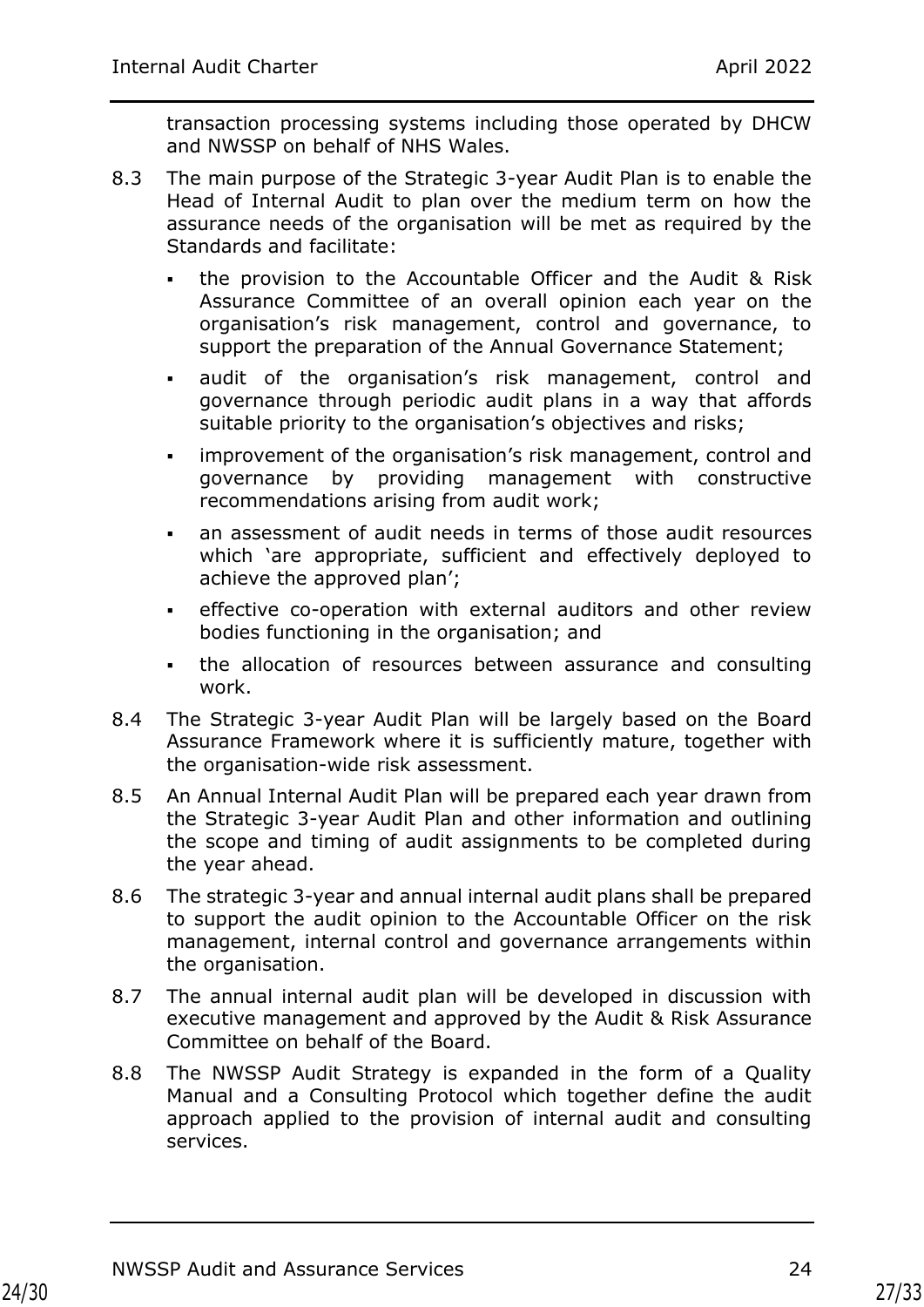transaction processing systems including those operated by DHCW and NWSSP on behalf of NHS Wales.

8.3 The main purpose of the Strategic 3-year Audit Plan is to enable the Head of Internal Audit to plan over the medium term on how the assurance needs of the organisation will be met as required by the Standards and facilitate:

- the provision to the Accountable Officer and the Audit & Risk Assurance Committee of an overall opinion each year on the organisation's risk management, control and governance, to support the preparation of the Annual Governance Statement;
- audit of the organisation's risk management, control and governance through periodic audit plans in a way that affords suitable priority to the organisation's objectives and risks;
- improvement of the organisation's risk management, control and governance by providing management with constructive recommendations arising from audit work;
- an assessment of audit needs in terms of those audit resources which 'are appropriate, sufficient and effectively deployed to achieve the approved plan';
- effective co-operation with external auditors and other review bodies functioning in the organisation; and
- the allocation of resources between assurance and consulting work.

8.4 The Strategic 3-year Audit Plan will be largely based on the Board Assurance Framework where it is sufficiently mature, together with the organisation-wide risk assessment.

8.5 An Annual Internal Audit Plan will be prepared each year drawn from the Strategic 3-year Audit Plan and other information and outlining the scope and timing of audit assignments to be completed during the year ahead.

8.6 The strategic 3-year and annual internal audit plans shall be prepared to support the audit opinion to the Accountable Officer on the risk management, internal control and governance arrangements within the organisation.

8.7 The annual internal audit plan will be developed in discussion with executive management and approved by the Audit & Risk Assurance Committee on behalf of the Board.

8.8 The NWSSP Audit Strategy is expanded in the form of a Quality Manual and a Consulting Protocol which together define the audit approach applied to the provision of internal audit and consulting services.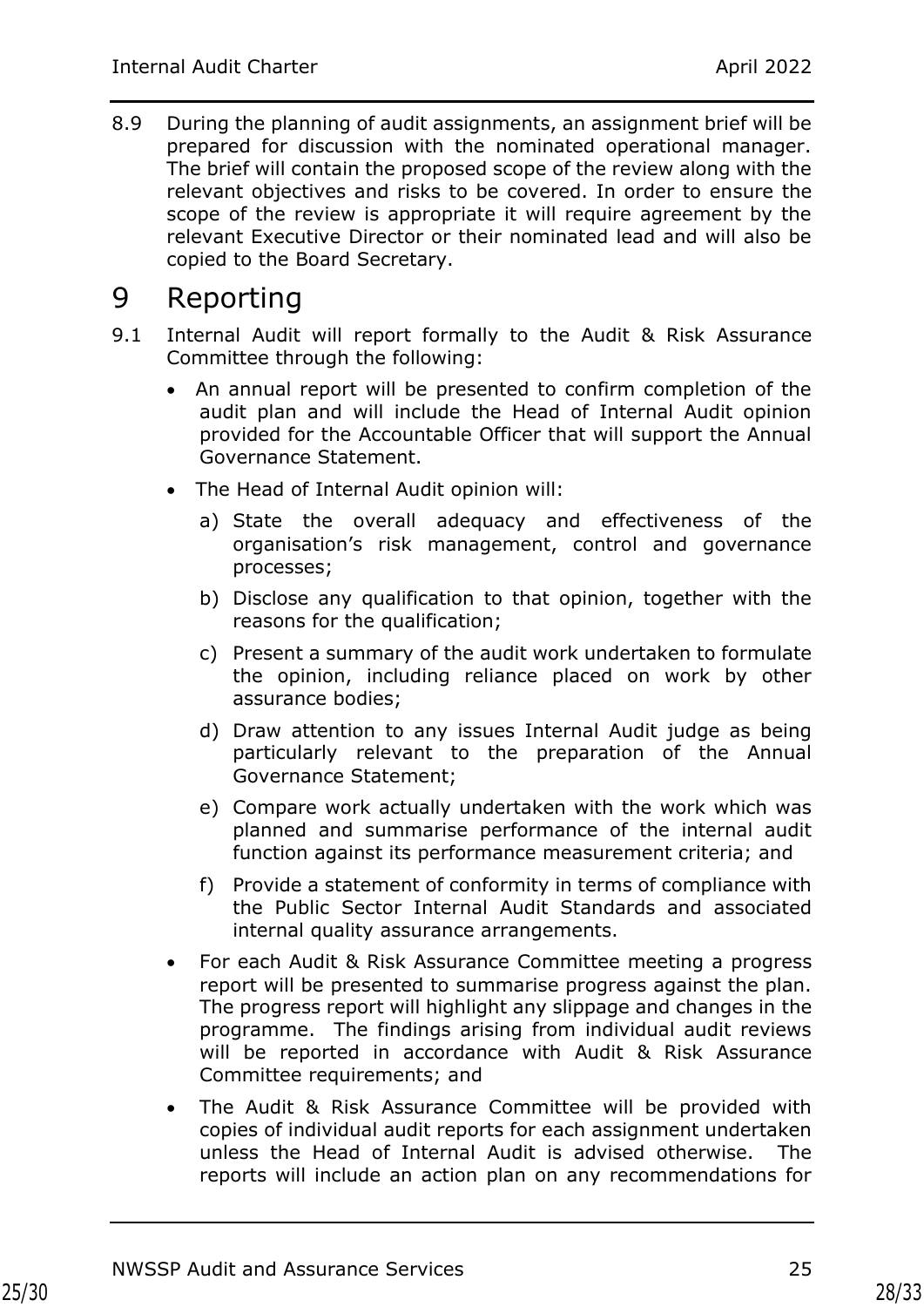8.9 During the planning of audit assignments, an assignment brief will be prepared for discussion with the nominated operational manager. The brief will contain the proposed scope of the review along with the relevant objectives and risks to be covered. In order to ensure the scope of the review is appropriate it will require agreement by the relevant Executive Director or their nominated lead and will also be copied to the Board Secretary.

# 9 Reporting

9.1 Internal Audit will report formally to the Audit & Risk Assurance Committee through the following:

- An annual report will be presented to confirm completion of the audit plan and will include the Head of Internal Audit opinion provided for the Accountable Officer that will support the Annual Governance Statement.
- The Head of Internal Audit opinion will:
  a) State the overall adequacy and effectiveness of the organisation's risk management, control and governance processes;
  b) Disclose any qualification to that opinion, together with the reasons for the qualification;
  c) Present a summary of the audit work undertaken to formulate the opinion, including reliance placed on work by other assurance bodies;
  d) Draw attention to any issues Internal Audit judge as being particularly relevant to the preparation of the Annual Governance Statement;
  e) Compare work actually undertaken with the work which was planned and summarise performance of the internal audit function against its performance measurement criteria; and
  f) Provide a statement of conformity in terms of compliance with the Public Sector Internal Audit Standards and associated internal quality assurance arrangements.
- For each Audit & Risk Assurance Committee meeting a progress report will be presented to summarise progress against the plan. The progress report will highlight any slippage and changes in the programme. The findings arising from individual audit reviews will be reported in accordance with Audit & Risk Assurance Committee requirements; and
- The Audit & Risk Assurance Committee will be provided with copies of individual audit reports for each assignment undertaken unless the Head of Internal Audit is advised otherwise. The reports will include an action plan on any recommendations for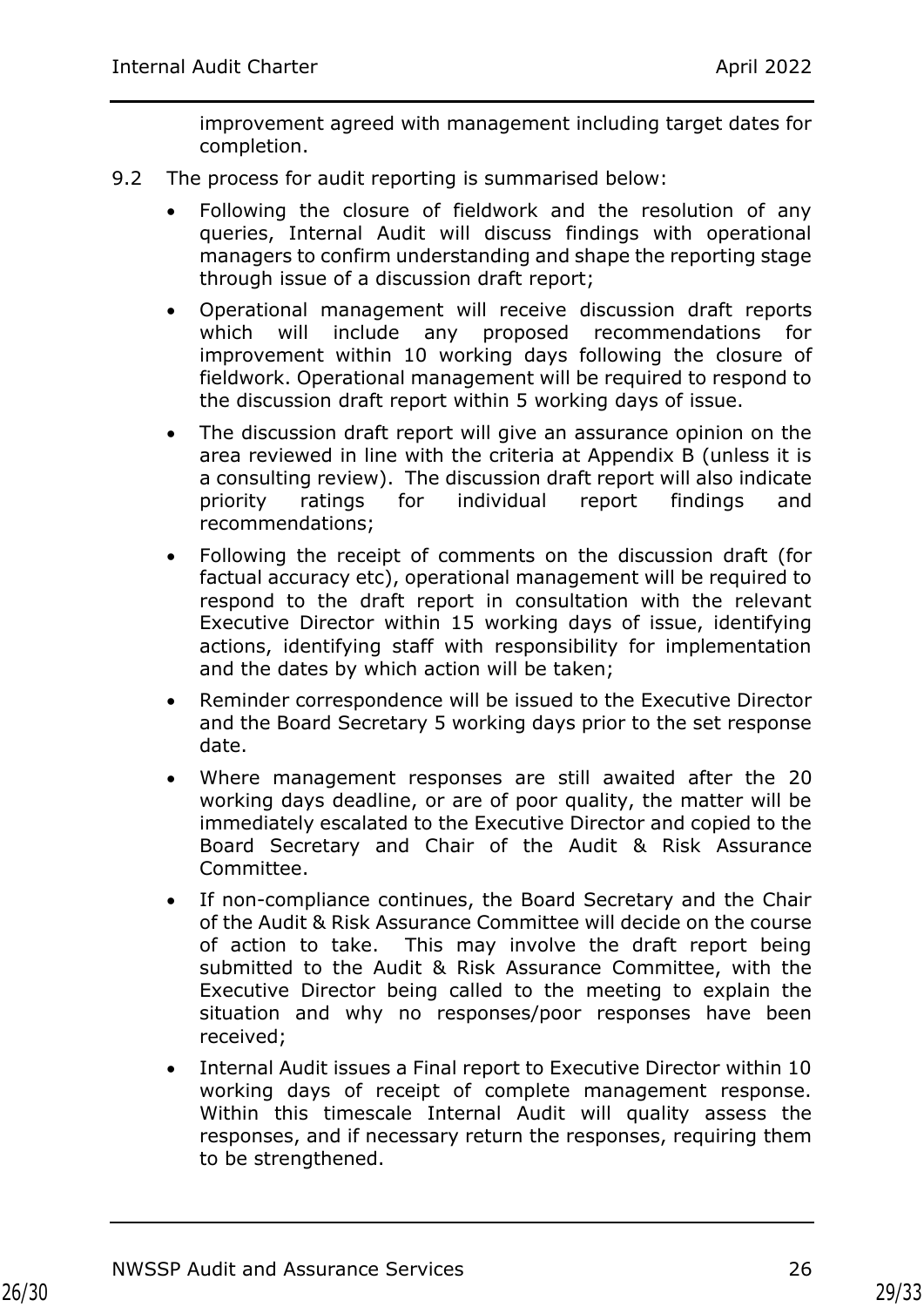improvement agreed with management including target dates for completion.

9.2 The process for audit reporting is summarised below:

- Following the closure of fieldwork and the resolution of any queries, Internal Audit will discuss findings with operational managers to confirm understanding and shape the reporting stage through issue of a discussion draft report;
- Operational management will receive discussion draft reports which will include any proposed recommendations for improvement within 10 working days following the closure of fieldwork. Operational management will be required to respond to the discussion draft report within 5 working days of issue.
- The discussion draft report will give an assurance opinion on the area reviewed in line with the criteria at Appendix B (unless it is a consulting review). The discussion draft report will also indicate priority ratings for individual report findings and recommendations;
- Following the receipt of comments on the discussion draft (for factual accuracy etc), operational management will be required to respond to the draft report in consultation with the relevant Executive Director within 15 working days of issue, identifying actions, identifying staff with responsibility for implementation and the dates by which action will be taken;
- Reminder correspondence will be issued to the Executive Director and the Board Secretary 5 working days prior to the set response date.
- Where management responses are still awaited after the 20 working days deadline, or are of poor quality, the matter will be immediately escalated to the Executive Director and copied to the Board Secretary and Chair of the Audit & Risk Assurance Committee.
- If non-compliance continues, the Board Secretary and the Chair of the Audit & Risk Assurance Committee will decide on the course of action to take. This may involve the draft report being submitted to the Audit & Risk Assurance Committee, with the Executive Director being called to the meeting to explain the situation and why no responses/poor responses have been received;
- Internal Audit issues a Final report to Executive Director within 10 working days of receipt of complete management response. Within this timescale Internal Audit will quality assess the responses, and if necessary return the responses, requiring them to be strengthened.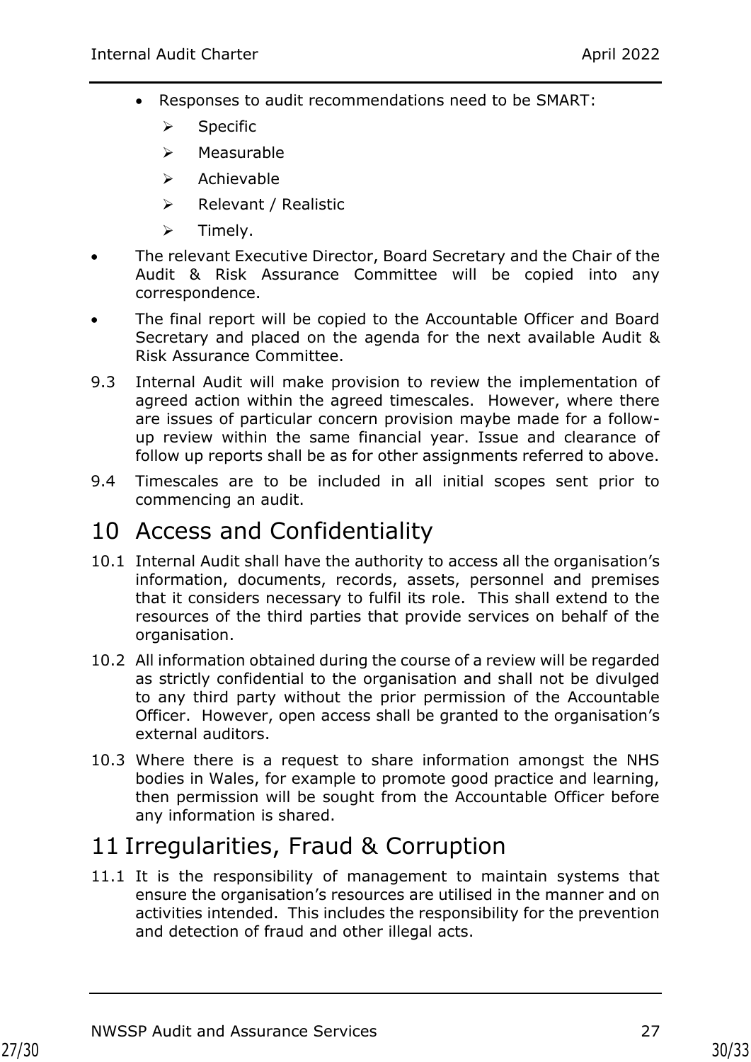- Responses to audit recommendations need to be SMART:
  - Specific
  - Measurable
  - Achievable
  - Relevant / Realistic
  - Timely.
- The relevant Executive Director, Board Secretary and the Chair of the Audit & Risk Assurance Committee will be copied into any correspondence.
- The final report will be copied to the Accountable Officer and Board Secretary and placed on the agenda for the next available Audit & Risk Assurance Committee.

9.3 Internal Audit will make provision to review the implementation of agreed action within the agreed timescales. However, where there are issues of particular concern provision maybe made for a follow-up review within the same financial year. Issue and clearance of follow up reports shall be as for other assignments referred to above.

9.4 Timescales are to be included in all initial scopes sent prior to commencing an audit.

# 10 Access and Confidentiality

10.1 Internal Audit shall have the authority to access all the organisation's information, documents, records, assets, personnel and premises that it considers necessary to fulfil its role. This shall extend to the resources of the third parties that provide services on behalf of the organisation.

10.2 All information obtained during the course of a review will be regarded as strictly confidential to the organisation and shall not be divulged to any third party without the prior permission of the Accountable Officer. However, open access shall be granted to the organisation's external auditors.

10.3 Where there is a request to share information amongst the NHS bodies in Wales, for example to promote good practice and learning, then permission will be sought from the Accountable Officer before any information is shared.

# 11 Irregularities, Fraud & Corruption

11.1 It is the responsibility of management to maintain systems that ensure the organisation's resources are utilised in the manner and on activities intended. This includes the responsibility for the prevention and detection of fraud and other illegal acts.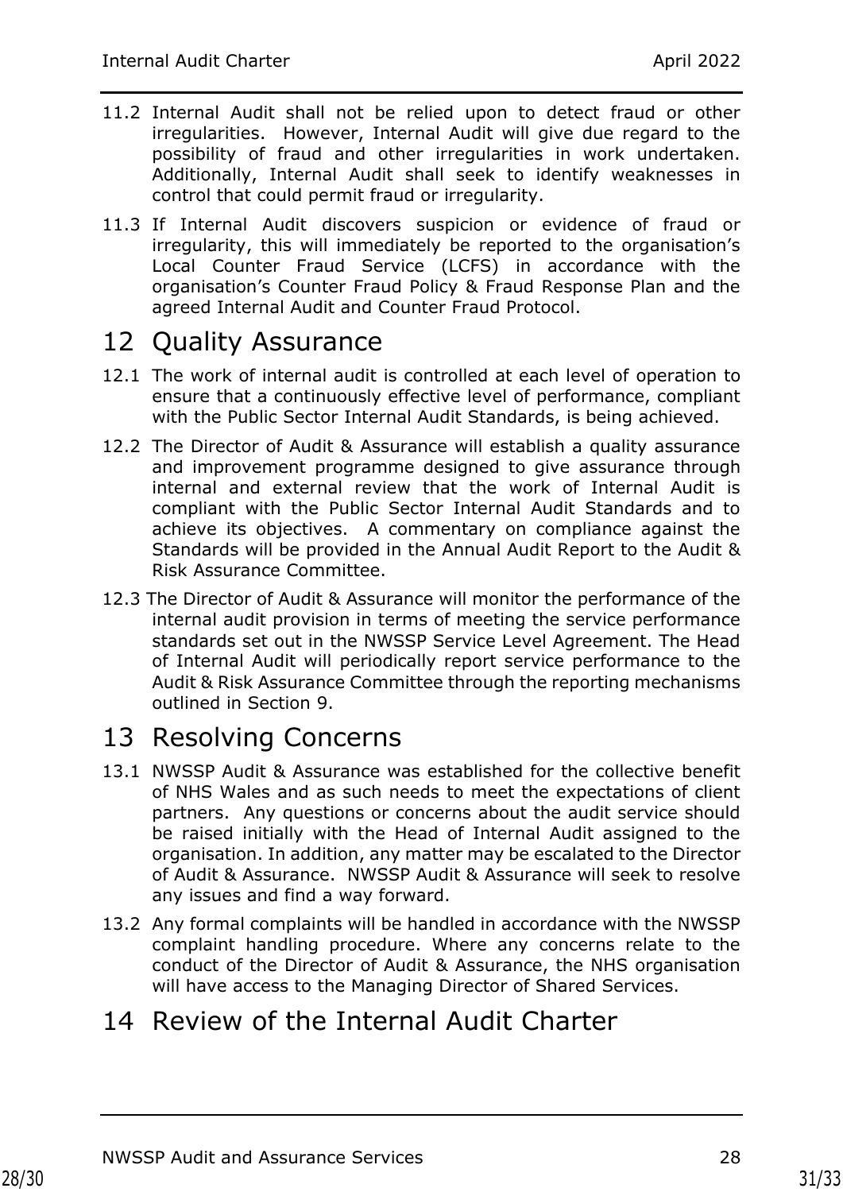11.2 Internal Audit shall not be relied upon to detect fraud or other irregularities. However, Internal Audit will give due regard to the possibility of fraud and other irregularities in work undertaken. Additionally, Internal Audit shall seek to identify weaknesses in control that could permit fraud or irregularity.

11.3 If Internal Audit discovers suspicion or evidence of fraud or irregularity, this will immediately be reported to the organisation's Local Counter Fraud Service (LCFS) in accordance with the organisation's Counter Fraud Policy & Fraud Response Plan and the agreed Internal Audit and Counter Fraud Protocol.

# 12 Quality Assurance

12.1 The work of internal audit is controlled at each level of operation to ensure that a continuously effective level of performance, compliant with the Public Sector Internal Audit Standards, is being achieved.

12.2 The Director of Audit & Assurance will establish a quality assurance and improvement programme designed to give assurance through internal and external review that the work of Internal Audit is compliant with the Public Sector Internal Audit Standards and to achieve its objectives. A commentary on compliance against the Standards will be provided in the Annual Audit Report to the Audit & Risk Assurance Committee.

12.3 The Director of Audit & Assurance will monitor the performance of the internal audit provision in terms of meeting the service performance standards set out in the NWSSP Service Level Agreement. The Head of Internal Audit will periodically report service performance to the Audit & Risk Assurance Committee through the reporting mechanisms outlined in Section 9.

# 13 Resolving Concerns

13.1 NWSSP Audit & Assurance was established for the collective benefit of NHS Wales and as such needs to meet the expectations of client partners. Any questions or concerns about the audit service should be raised initially with the Head of Internal Audit assigned to the organisation. In addition, any matter may be escalated to the Director of Audit & Assurance. NWSSP Audit & Assurance will seek to resolve any issues and find a way forward.

13.2 Any formal complaints will be handled in accordance with the NWSSP complaint handling procedure. Where any concerns relate to the conduct of the Director of Audit & Assurance, the NHS organisation will have access to the Managing Director of Shared Services.

# 14 Review of the Internal Audit Charter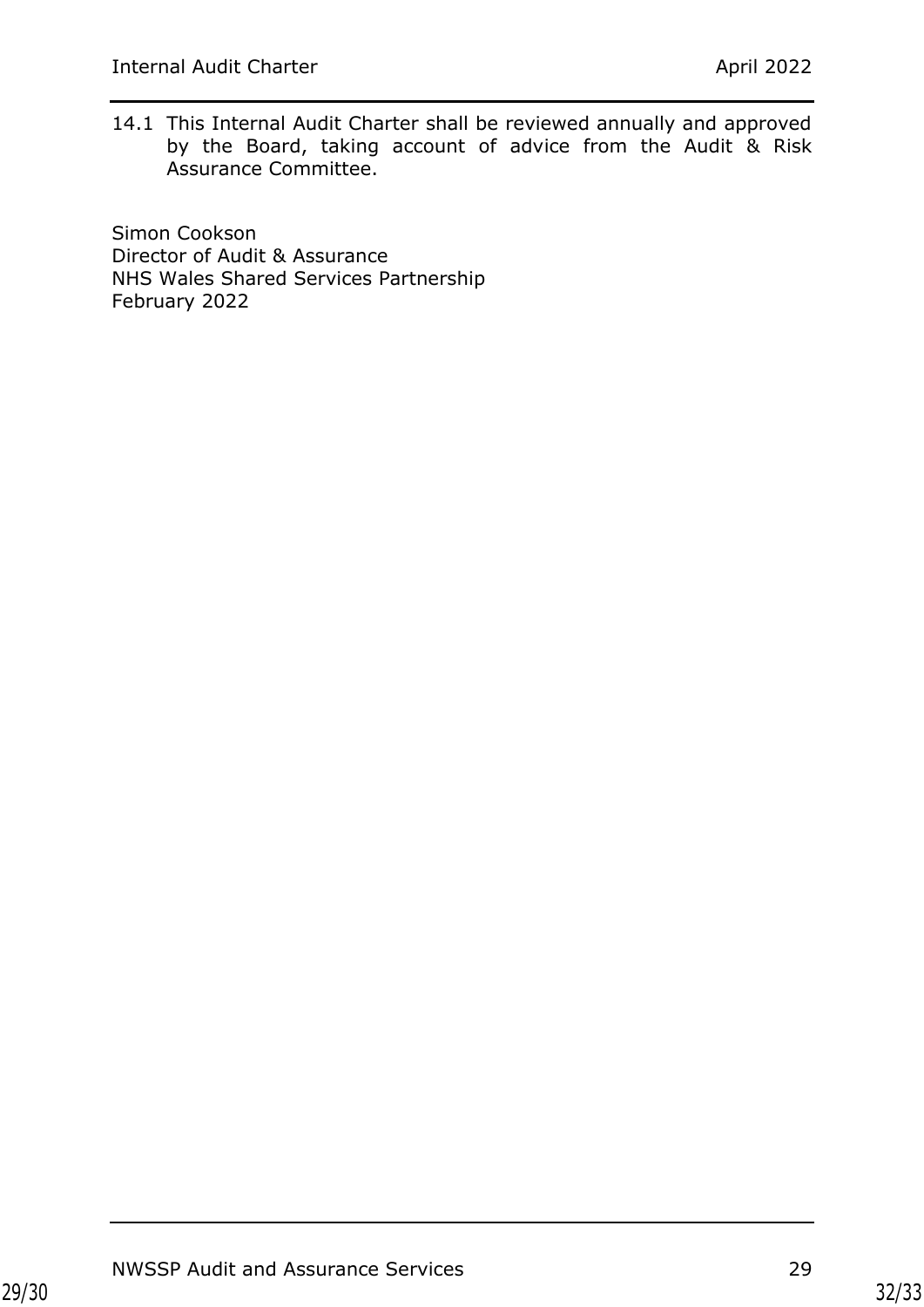14.1 This Internal Audit Charter shall be reviewed annually and approved by the Board, taking account of advice from the Audit & Risk Assurance Committee.

Simon Cookson
Director of Audit & Assurance
NHS Wales Shared Services Partnership
February 2022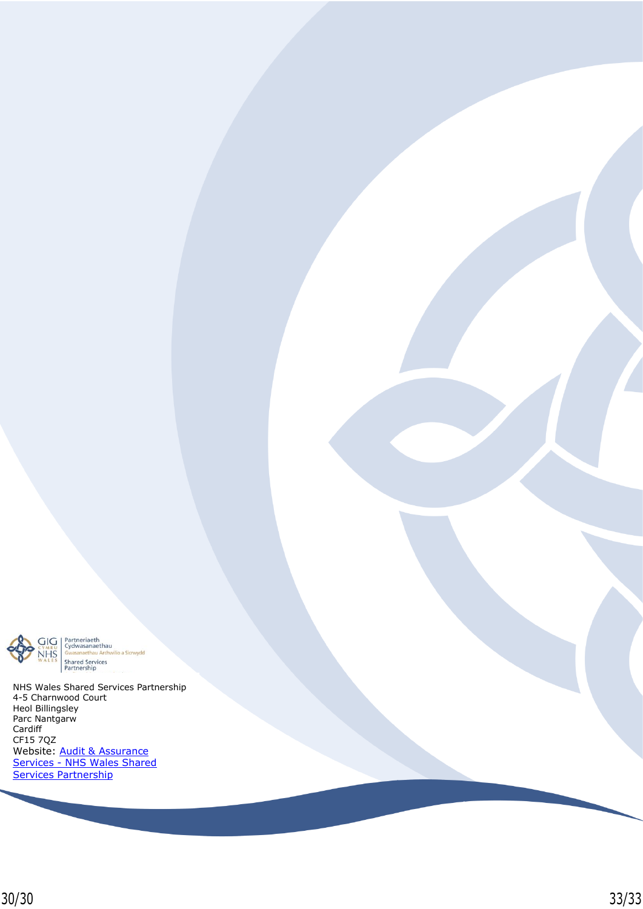GIG CYMRU NHS WALES | Partneriaeth Cydwasanaethau Gwasanaethau Archwilio a Sicrwydd Shared Services Partnership

NHS Wales Shared Services Partnership
4-5 Charnwood Court
Heol Billingsley
Parc Nantgarw
Cardiff
CF15 7QZ
Website: Audit & Assurance Services - NHS Wales Shared Services Partnership